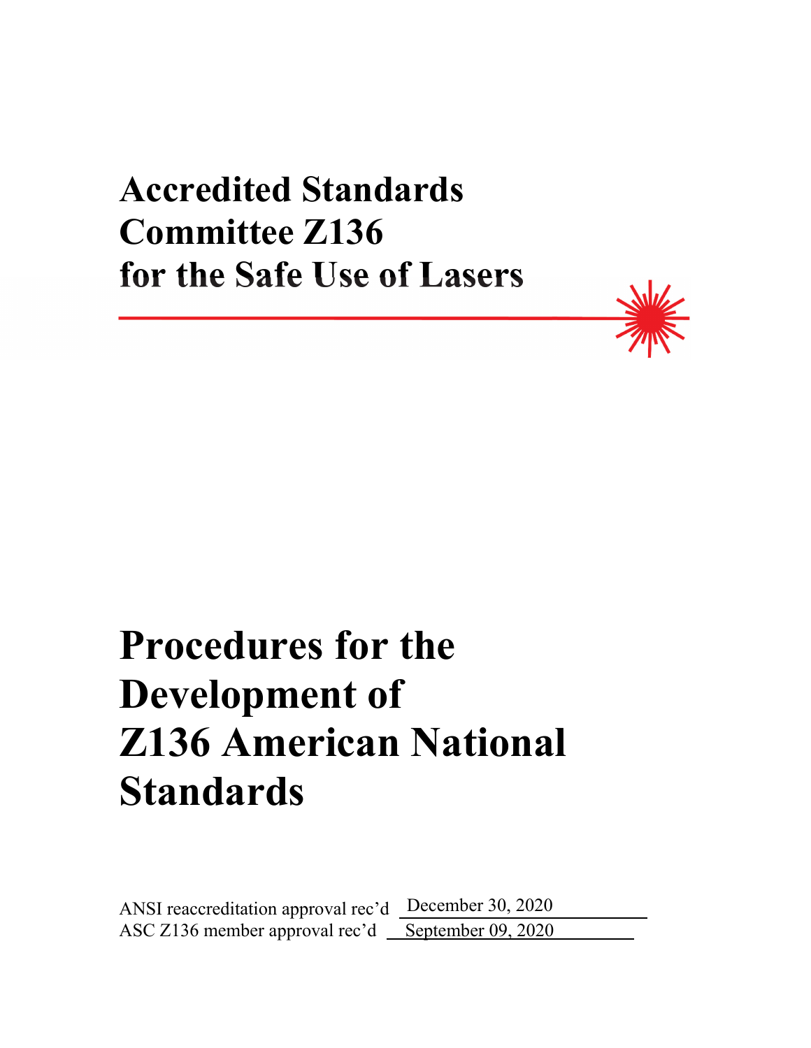# Accredited Standards Committee Z136 for the Safe Use of Lasers

# Procedures for the Development of Z136 American National Standards

ANSI reaccreditation approval rec'd December 30, 2020

ASC Z136 member approval rec'd September 09, 2020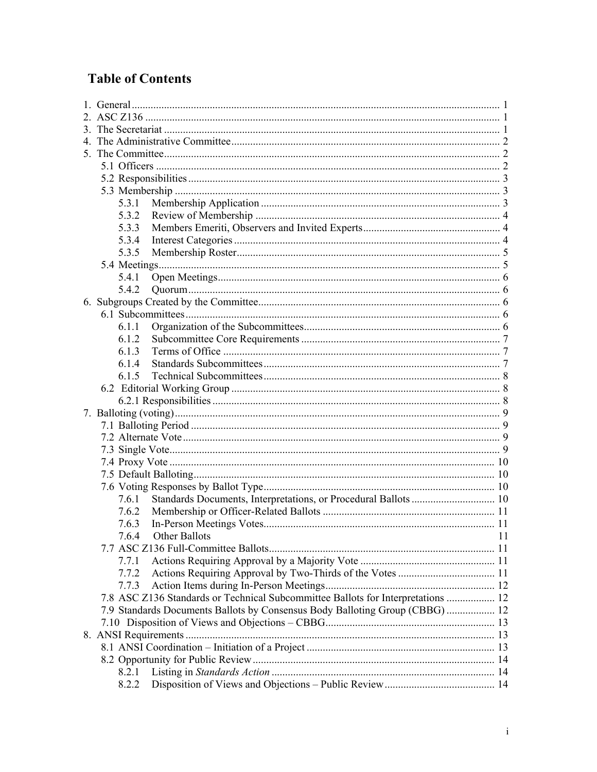# Table of Contents

1. General ........ 1
2. ASC Z136 ........ 1
3. The Secretariat ........ 1
4. The Administrative Committee ........ 2
5. The Committee ........ 2
   - 5.1 Officers ........ 2
   - 5.2 Responsibilities ........ 3
   - 5.3 Membership ........ 3
     - 5.3.1 Membership Application ........ 3
     - 5.3.2 Review of Membership ........ 4
     - 5.3.3 Members Emeriti, Observers and Invited Experts ........ 4
     - 5.3.4 Interest Categories ........ 4
     - 5.3.5 Membership Roster ........ 5
   - 5.4 Meetings ........ 5
     - 5.4.1 Open Meetings ........ 6
     - 5.4.2 Quorum ........ 6
6. Subgroups Created by the Committee ........ 6
   - 6.1 Subcommittees ........ 6
     - 6.1.1 Organization of the Subcommittees ........ 6
     - 6.1.2 Subcommittee Core Requirements ........ 7
     - 6.1.3 Terms of Office ........ 7
     - 6.1.4 Standards Subcommittees ........ 7
     - 6.1.5 Technical Subcommittees ........ 8
   - 6.2 Editorial Working Group ........ 8
     - 6.2.1 Responsibilities ........ 8
7. Balloting (voting) ........ 9
   - 7.1 Balloting Period ........ 9
   - 7.2 Alternate Vote ........ 9
   - 7.3 Single Vote ........ 9
   - 7.4 Proxy Vote ........ 10
   - 7.5 Default Balloting ........ 10
   - 7.6 Voting Responses by Ballot Type ........ 10
     - 7.6.1 Standards Documents, Interpretations, or Procedural Ballots ........ 10
     - 7.6.2 Membership or Officer-Related Ballots ........ 11
     - 7.6.3 In-Person Meetings Votes ........ 11
     - 7.6.4 Other Ballots ........ 11
   - 7.7 ASC Z136 Full-Committee Ballots ........ 11
     - 7.7.1 Actions Requiring Approval by a Majority Vote ........ 11
     - 7.7.2 Actions Requiring Approval by Two-Thirds of the Votes ........ 11
     - 7.7.3 Action Items during In-Person Meetings ........ 12
   - 7.8 ASC Z136 Standards or Technical Subcommittee Ballots for Interpretations ........ 12
   - 7.9 Standards Documents Ballots by Consensus Body Balloting Group (CBBG) ........ 12
   - 7.10 Disposition of Views and Objections – CBBG ........ 13
8. ANSI Requirements ........ 13
   - 8.1 ANSI Coordination – Initiation of a Project ........ 13
   - 8.2 Opportunity for Public Review ........ 14
     - 8.2.1 Listing in *Standards Action* ........ 14
     - 8.2.2 Disposition of Views and Objections – Public Review ........ 14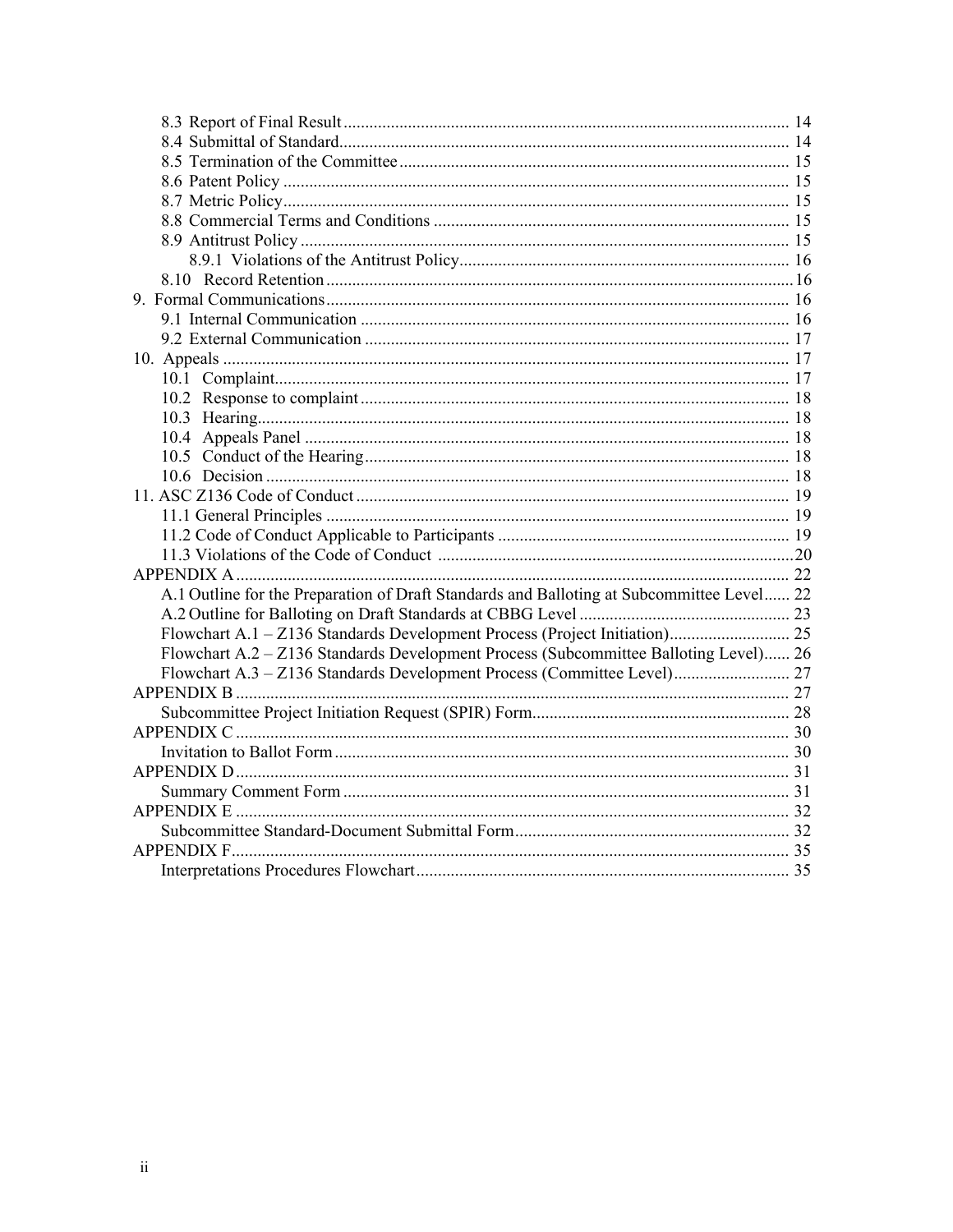- 8.3 Report of Final Result ....... 14
- 8.4 Submittal of Standard ....... 14
- 8.5 Termination of the Committee ....... 15
- 8.6 Patent Policy ....... 15
- 8.7 Metric Policy ....... 15
- 8.8 Commercial Terms and Conditions ....... 15
- 8.9 Antitrust Policy ....... 15
  - 8.9.1 Violations of the Antitrust Policy ....... 16
- 8.10 Record Retention ....... 16

9. Formal Communications ....... 16
- 9.1 Internal Communication ....... 16
- 9.2 External Communication ....... 17

10. Appeals ....... 17
- 10.1 Complaint ....... 17
- 10.2 Response to complaint ....... 18
- 10.3 Hearing ....... 18
- 10.4 Appeals Panel ....... 18
- 10.5 Conduct of the Hearing ....... 18
- 10.6 Decision ....... 18

11. ASC Z136 Code of Conduct ....... 19
- 11.1 General Principles ....... 19
- 11.2 Code of Conduct Applicable to Participants ....... 19
- 11.3 Violations of the Code of Conduct ....... 20

APPENDIX A ....... 22
- A.1 Outline for the Preparation of Draft Standards and Balloting at Subcommittee Level ....... 22
- A.2 Outline for Balloting on Draft Standards at CBBG Level ....... 23
- Flowchart A.1 – Z136 Standards Development Process (Project Initiation) ....... 25
- Flowchart A.2 – Z136 Standards Development Process (Subcommittee Balloting Level) ....... 26
- Flowchart A.3 – Z136 Standards Development Process (Committee Level) ....... 27

APPENDIX B ....... 27
- Subcommittee Project Initiation Request (SPIR) Form ....... 28

APPENDIX C ....... 30
- Invitation to Ballot Form ....... 30

APPENDIX D ....... 31
- Summary Comment Form ....... 31

APPENDIX E ....... 32
- Subcommittee Standard-Document Submittal Form ....... 32

APPENDIX F ....... 35
- Interpretations Procedures Flowchart ....... 35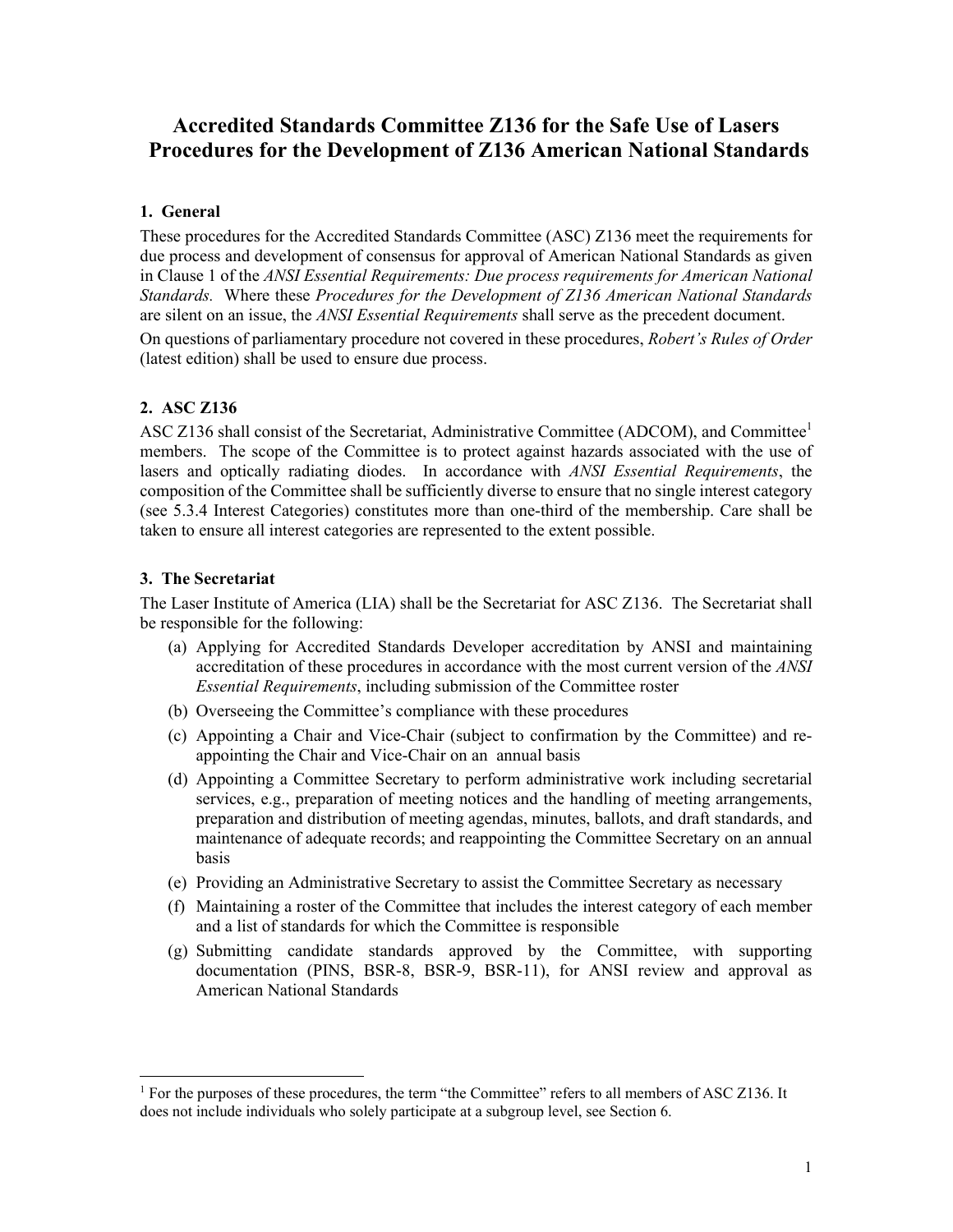# Accredited Standards Committee Z136 for the Safe Use of Lasers Procedures for the Development of Z136 American National Standards

## 1. General

These procedures for the Accredited Standards Committee (ASC) Z136 meet the requirements for due process and development of consensus for approval of American National Standards as given in Clause 1 of the *ANSI Essential Requirements: Due process requirements for American National Standards.* Where these *Procedures for the Development of Z136 American National Standards* are silent on an issue, the *ANSI Essential Requirements* shall serve as the precedent document.

On questions of parliamentary procedure not covered in these procedures, *Robert's Rules of Order* (latest edition) shall be used to ensure due process.

## 2. ASC Z136

ASC Z136 shall consist of the Secretariat, Administrative Committee (ADCOM), and Committee[1] members. The scope of the Committee is to protect against hazards associated with the use of lasers and optically radiating diodes. In accordance with *ANSI Essential Requirements*, the composition of the Committee shall be sufficiently diverse to ensure that no single interest category (see 5.3.4 Interest Categories) constitutes more than one-third of the membership. Care shall be taken to ensure all interest categories are represented to the extent possible.

## 3. The Secretariat

The Laser Institute of America (LIA) shall be the Secretariat for ASC Z136. The Secretariat shall be responsible for the following:

(a) Applying for Accredited Standards Developer accreditation by ANSI and maintaining accreditation of these procedures in accordance with the most current version of the *ANSI Essential Requirements*, including submission of the Committee roster

(b) Overseeing the Committee's compliance with these procedures

(c) Appointing a Chair and Vice-Chair (subject to confirmation by the Committee) and re-appointing the Chair and Vice-Chair on an annual basis

(d) Appointing a Committee Secretary to perform administrative work including secretarial services, e.g., preparation of meeting notices and the handling of meeting arrangements, preparation and distribution of meeting agendas, minutes, ballots, and draft standards, and maintenance of adequate records; and reappointing the Committee Secretary on an annual basis

(e) Providing an Administrative Secretary to assist the Committee Secretary as necessary

(f) Maintaining a roster of the Committee that includes the interest category of each member and a list of standards for which the Committee is responsible

(g) Submitting candidate standards approved by the Committee, with supporting documentation (PINS, BSR-8, BSR-9, BSR-11), for ANSI review and approval as American National Standards

---

[1] For the purposes of these procedures, the term "the Committee" refers to all members of ASC Z136. It does not include individuals who solely participate at a subgroup level, see Section 6.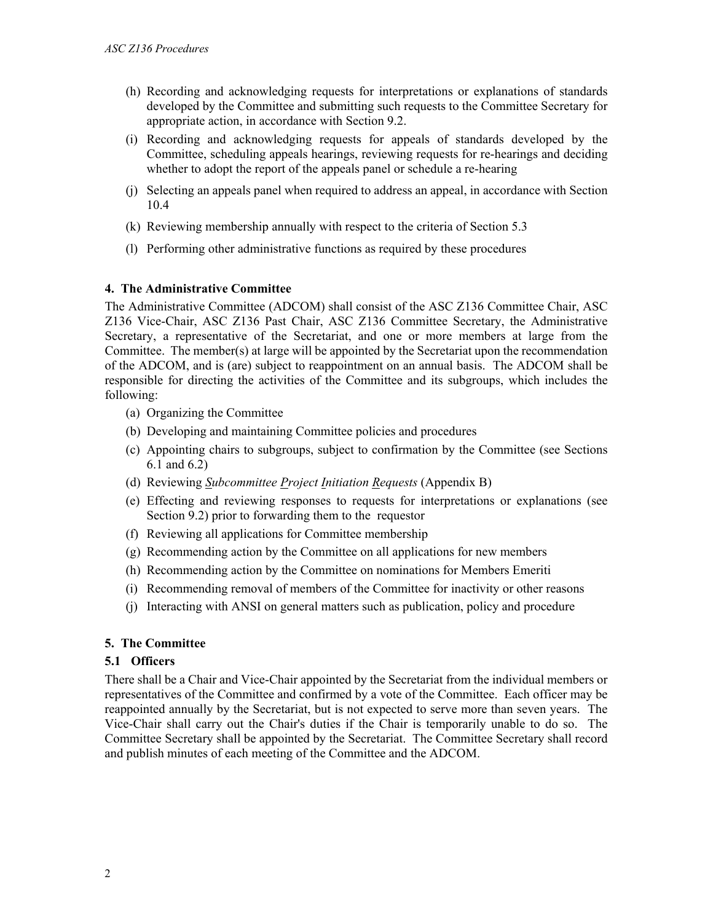(h) Recording and acknowledging requests for interpretations or explanations of standards developed by the Committee and submitting such requests to the Committee Secretary for appropriate action, in accordance with Section 9.2.

(i) Recording and acknowledging requests for appeals of standards developed by the Committee, scheduling appeals hearings, reviewing requests for re-hearings and deciding whether to adopt the report of the appeals panel or schedule a re-hearing

(j) Selecting an appeals panel when required to address an appeal, in accordance with Section 10.4

(k) Reviewing membership annually with respect to the criteria of Section 5.3

(l) Performing other administrative functions as required by these procedures

## 4. The Administrative Committee

The Administrative Committee (ADCOM) shall consist of the ASC Z136 Committee Chair, ASC Z136 Vice-Chair, ASC Z136 Past Chair, ASC Z136 Committee Secretary, the Administrative Secretary, a representative of the Secretariat, and one or more members at large from the Committee. The member(s) at large will be appointed by the Secretariat upon the recommendation of the ADCOM, and is (are) subject to reappointment on an annual basis. The ADCOM shall be responsible for directing the activities of the Committee and its subgroups, which includes the following:

(a) Organizing the Committee

(b) Developing and maintaining Committee policies and procedures

(c) Appointing chairs to subgroups, subject to confirmation by the Committee (see Sections 6.1 and 6.2)

(d) Reviewing *Subcommittee Project Initiation Requests* (Appendix B)

(e) Effecting and reviewing responses to requests for interpretations or explanations (see Section 9.2) prior to forwarding them to the requestor

(f) Reviewing all applications for Committee membership

(g) Recommending action by the Committee on all applications for new members

(h) Recommending action by the Committee on nominations for Members Emeriti

(i) Recommending removal of members of the Committee for inactivity or other reasons

(j) Interacting with ANSI on general matters such as publication, policy and procedure

## 5. The Committee

### 5.1 Officers

There shall be a Chair and Vice-Chair appointed by the Secretariat from the individual members or representatives of the Committee and confirmed by a vote of the Committee. Each officer may be reappointed annually by the Secretariat, but is not expected to serve more than seven years. The Vice-Chair shall carry out the Chair's duties if the Chair is temporarily unable to do so. The Committee Secretary shall be appointed by the Secretariat. The Committee Secretary shall record and publish minutes of each meeting of the Committee and the ADCOM.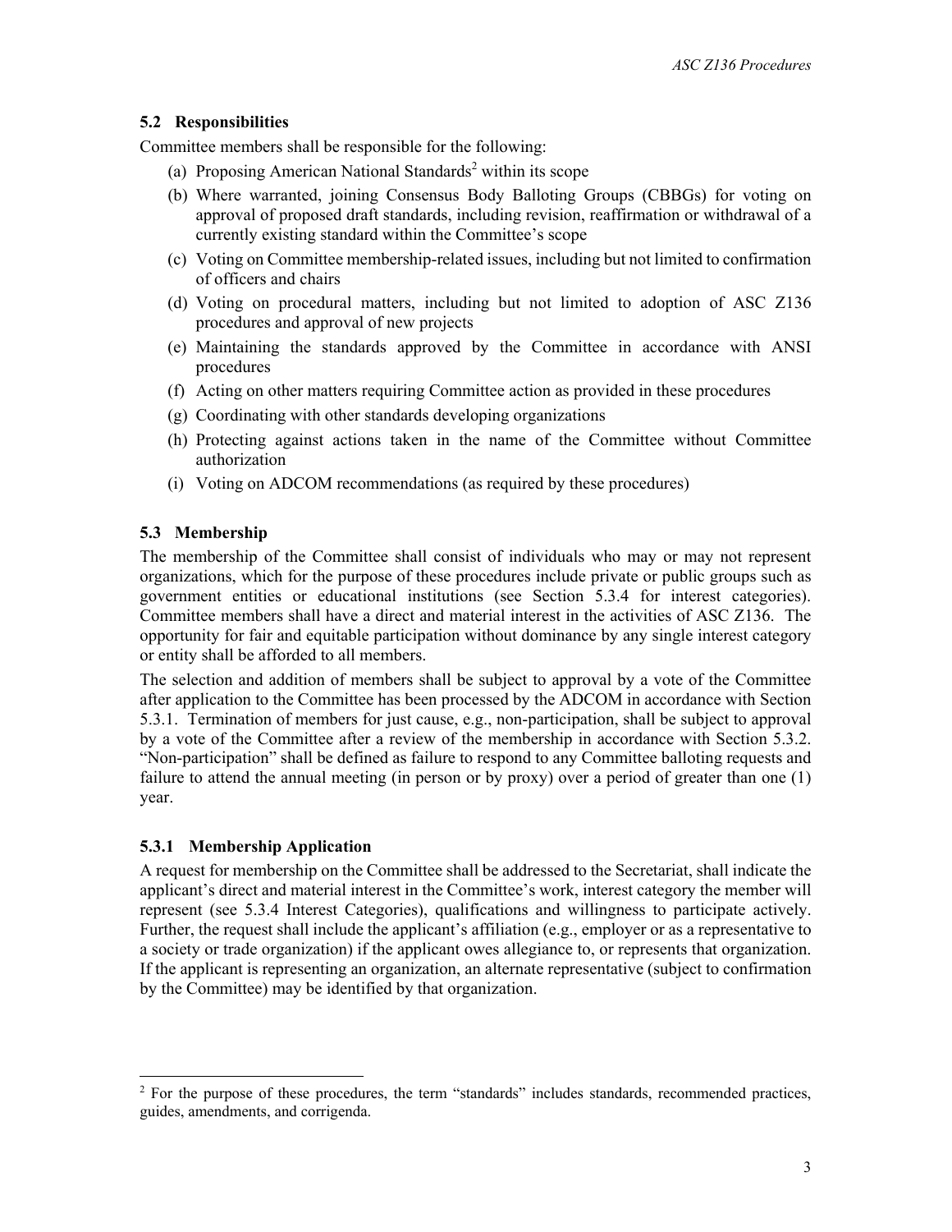### 5.2 Responsibilities

Committee members shall be responsible for the following:

(a) Proposing American National Standards[2] within its scope

(b) Where warranted, joining Consensus Body Balloting Groups (CBBGs) for voting on approval of proposed draft standards, including revision, reaffirmation or withdrawal of a currently existing standard within the Committee's scope

(c) Voting on Committee membership-related issues, including but not limited to confirmation of officers and chairs

(d) Voting on procedural matters, including but not limited to adoption of ASC Z136 procedures and approval of new projects

(e) Maintaining the standards approved by the Committee in accordance with ANSI procedures

(f) Acting on other matters requiring Committee action as provided in these procedures

(g) Coordinating with other standards developing organizations

(h) Protecting against actions taken in the name of the Committee without Committee authorization

(i) Voting on ADCOM recommendations (as required by these procedures)

### 5.3 Membership

The membership of the Committee shall consist of individuals who may or may not represent organizations, which for the purpose of these procedures include private or public groups such as government entities or educational institutions (see Section 5.3.4 for interest categories). Committee members shall have a direct and material interest in the activities of ASC Z136. The opportunity for fair and equitable participation without dominance by any single interest category or entity shall be afforded to all members.

The selection and addition of members shall be subject to approval by a vote of the Committee after application to the Committee has been processed by the ADCOM in accordance with Section 5.3.1. Termination of members for just cause, e.g., non-participation, shall be subject to approval by a vote of the Committee after a review of the membership in accordance with Section 5.3.2. "Non-participation" shall be defined as failure to respond to any Committee balloting requests and failure to attend the annual meeting (in person or by proxy) over a period of greater than one (1) year.

#### 5.3.1 Membership Application

A request for membership on the Committee shall be addressed to the Secretariat, shall indicate the applicant's direct and material interest in the Committee's work, interest category the member will represent (see 5.3.4 Interest Categories), qualifications and willingness to participate actively. Further, the request shall include the applicant's affiliation (e.g., employer or as a representative to a society or trade organization) if the applicant owes allegiance to, or represents that organization. If the applicant is representing an organization, an alternate representative (subject to confirmation by the Committee) may be identified by that organization.

---

[2] For the purpose of these procedures, the term "standards" includes standards, recommended practices, guides, amendments, and corrigenda.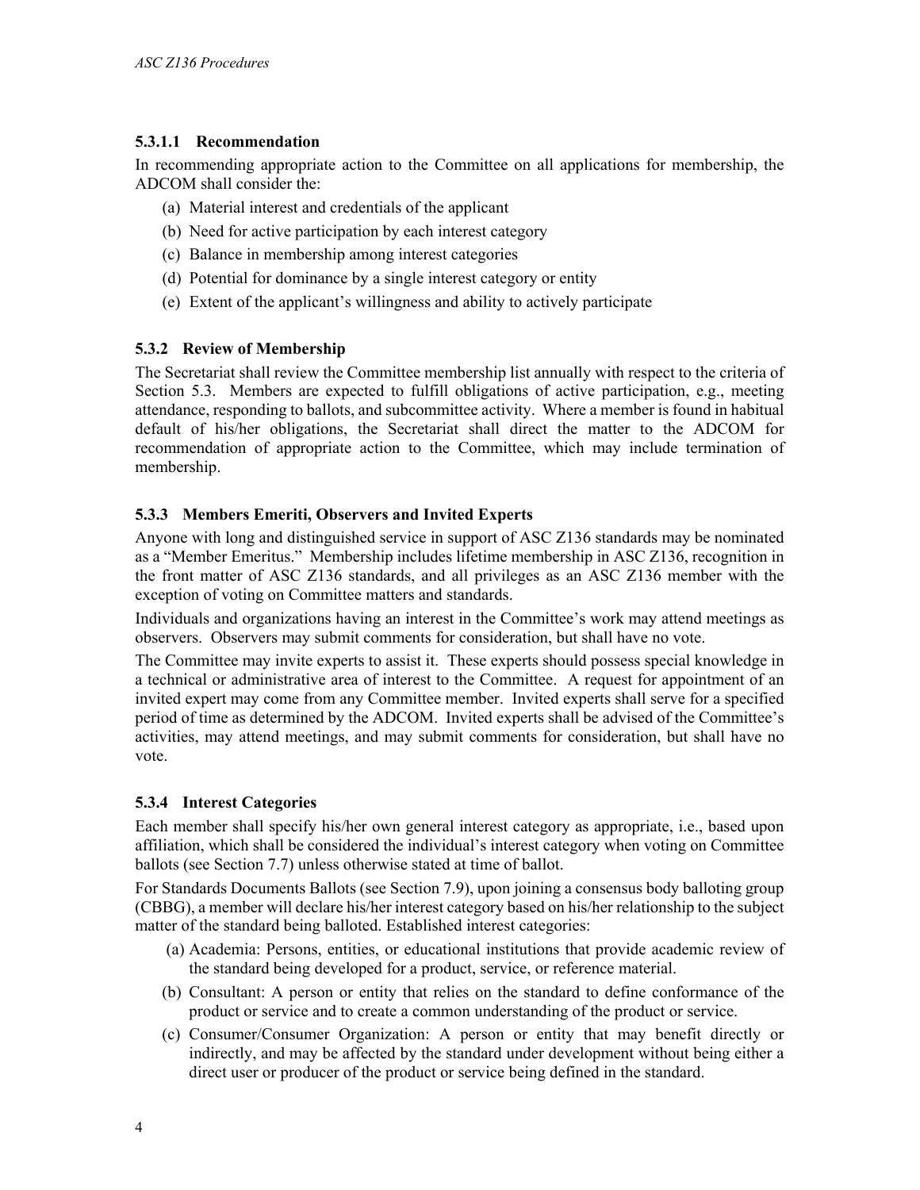#### 5.3.1.1 Recommendation

In recommending appropriate action to the Committee on all applications for membership, the ADCOM shall consider the:

(a) Material interest and credentials of the applicant
(b) Need for active participation by each interest category
(c) Balance in membership among interest categories
(d) Potential for dominance by a single interest category or entity
(e) Extent of the applicant's willingness and ability to actively participate

### 5.3.2 Review of Membership

The Secretariat shall review the Committee membership list annually with respect to the criteria of Section 5.3. Members are expected to fulfill obligations of active participation, e.g., meeting attendance, responding to ballots, and subcommittee activity. Where a member is found in habitual default of his/her obligations, the Secretariat shall direct the matter to the ADCOM for recommendation of appropriate action to the Committee, which may include termination of membership.

### 5.3.3 Members Emeriti, Observers and Invited Experts

Anyone with long and distinguished service in support of ASC Z136 standards may be nominated as a "Member Emeritus." Membership includes lifetime membership in ASC Z136, recognition in the front matter of ASC Z136 standards, and all privileges as an ASC Z136 member with the exception of voting on Committee matters and standards.

Individuals and organizations having an interest in the Committee's work may attend meetings as observers. Observers may submit comments for consideration, but shall have no vote.

The Committee may invite experts to assist it. These experts should possess special knowledge in a technical or administrative area of interest to the Committee. A request for appointment of an invited expert may come from any Committee member. Invited experts shall serve for a specified period of time as determined by the ADCOM. Invited experts shall be advised of the Committee's activities, may attend meetings, and may submit comments for consideration, but shall have no vote.

### 5.3.4 Interest Categories

Each member shall specify his/her own general interest category as appropriate, i.e., based upon affiliation, which shall be considered the individual's interest category when voting on Committee ballots (see Section 7.7) unless otherwise stated at time of ballot.

For Standards Documents Ballots (see Section 7.9), upon joining a consensus body balloting group (CBBG), a member will declare his/her interest category based on his/her relationship to the subject matter of the standard being balloted. Established interest categories:

(a) Academia: Persons, entities, or educational institutions that provide academic review of the standard being developed for a product, service, or reference material.
(b) Consultant: A person or entity that relies on the standard to define conformance of the product or service and to create a common understanding of the product or service.
(c) Consumer/Consumer Organization: A person or entity that may benefit directly or indirectly, and may be affected by the standard under development without being either a direct user or producer of the product or service being defined in the standard.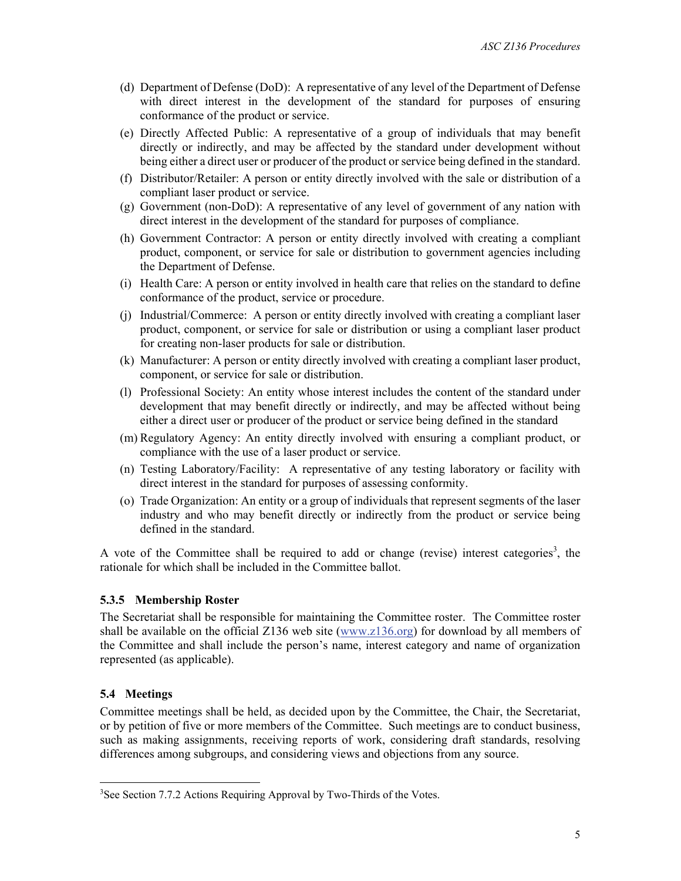(d) Department of Defense (DoD): A representative of any level of the Department of Defense with direct interest in the development of the standard for purposes of ensuring conformance of the product or service.

(e) Directly Affected Public: A representative of a group of individuals that may benefit directly or indirectly, and may be affected by the standard under development without being either a direct user or producer of the product or service being defined in the standard.

(f) Distributor/Retailer: A person or entity directly involved with the sale or distribution of a compliant laser product or service.

(g) Government (non-DoD): A representative of any level of government of any nation with direct interest in the development of the standard for purposes of compliance.

(h) Government Contractor: A person or entity directly involved with creating a compliant product, component, or service for sale or distribution to government agencies including the Department of Defense.

(i) Health Care: A person or entity involved in health care that relies on the standard to define conformance of the product, service or procedure.

(j) Industrial/Commerce: A person or entity directly involved with creating a compliant laser product, component, or service for sale or distribution or using a compliant laser product for creating non-laser products for sale or distribution.

(k) Manufacturer: A person or entity directly involved with creating a compliant laser product, component, or service for sale or distribution.

(l) Professional Society: An entity whose interest includes the content of the standard under development that may benefit directly or indirectly, and may be affected without being either a direct user or producer of the product or service being defined in the standard

(m) Regulatory Agency: An entity directly involved with ensuring a compliant product, or compliance with the use of a laser product or service.

(n) Testing Laboratory/Facility: A representative of any testing laboratory or facility with direct interest in the standard for purposes of assessing conformity.

(o) Trade Organization: An entity or a group of individuals that represent segments of the laser industry and who may benefit directly or indirectly from the product or service being defined in the standard.

A vote of the Committee shall be required to add or change (revise) interest categories[3], the rationale for which shall be included in the Committee ballot.

### 5.3.5 Membership Roster

The Secretariat shall be responsible for maintaining the Committee roster. The Committee roster shall be available on the official Z136 web site (www.z136.org) for download by all members of the Committee and shall include the person's name, interest category and name of organization represented (as applicable).

## 5.4 Meetings

Committee meetings shall be held, as decided upon by the Committee, the Chair, the Secretariat, or by petition of five or more members of the Committee. Such meetings are to conduct business, such as making assignments, receiving reports of work, considering draft standards, resolving differences among subgroups, and considering views and objections from any source.

[3] See Section 7.7.2 Actions Requiring Approval by Two-Thirds of the Votes.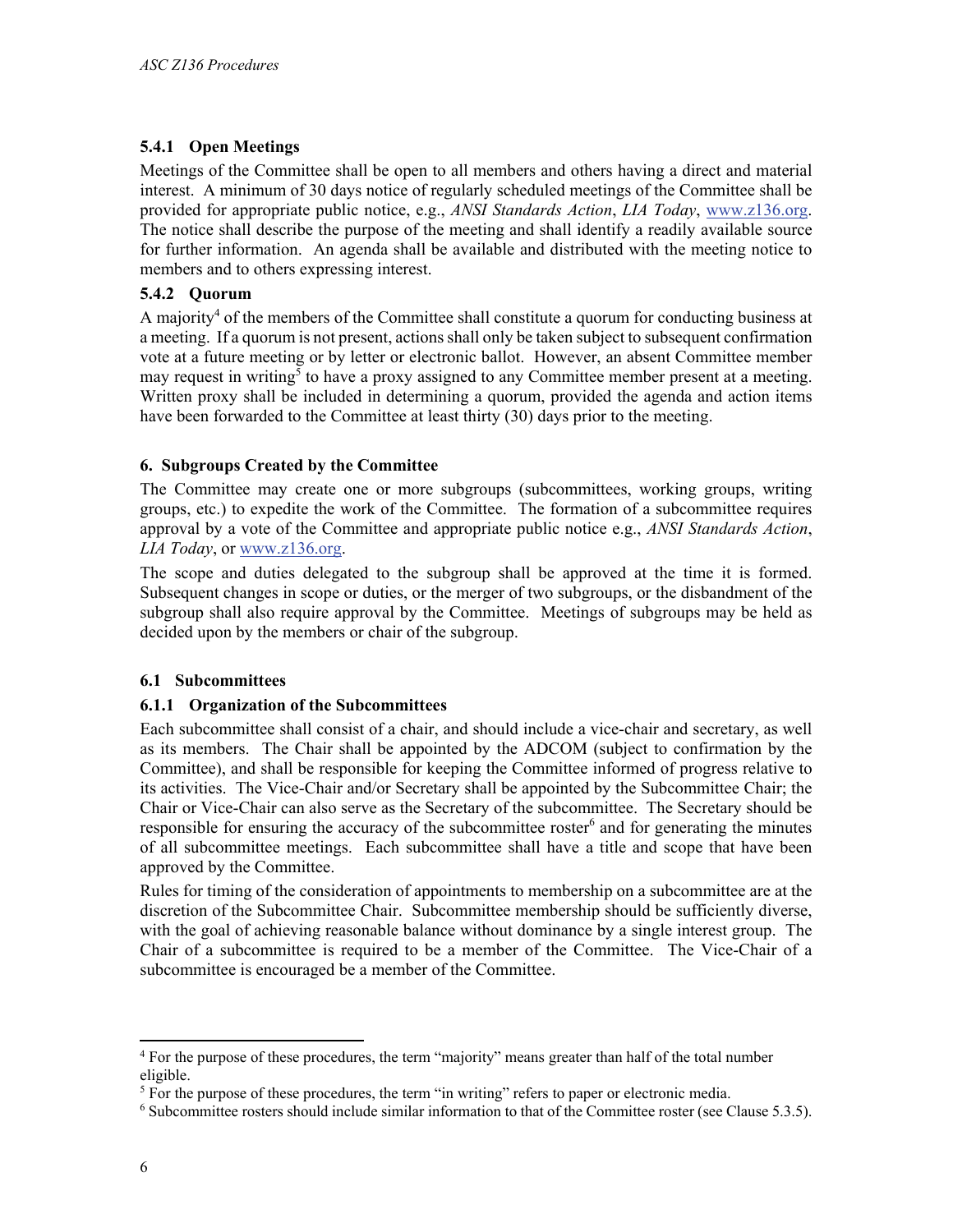### 5.4.1 Open Meetings

Meetings of the Committee shall be open to all members and others having a direct and material interest. A minimum of 30 days notice of regularly scheduled meetings of the Committee shall be provided for appropriate public notice, e.g., *ANSI Standards Action*, *LIA Today*, www.z136.org. The notice shall describe the purpose of the meeting and shall identify a readily available source for further information. An agenda shall be available and distributed with the meeting notice to members and to others expressing interest.

### 5.4.2 Quorum

A majority[4] of the members of the Committee shall constitute a quorum for conducting business at a meeting. If a quorum is not present, actions shall only be taken subject to subsequent confirmation vote at a future meeting or by letter or electronic ballot. However, an absent Committee member may request in writing[5] to have a proxy assigned to any Committee member present at a meeting. Written proxy shall be included in determining a quorum, provided the agenda and action items have been forwarded to the Committee at least thirty (30) days prior to the meeting.

## 6. Subgroups Created by the Committee

The Committee may create one or more subgroups (subcommittees, working groups, writing groups, etc.) to expedite the work of the Committee. The formation of a subcommittee requires approval by a vote of the Committee and appropriate public notice e.g., *ANSI Standards Action*, *LIA Today*, or www.z136.org.

The scope and duties delegated to the subgroup shall be approved at the time it is formed. Subsequent changes in scope or duties, or the merger of two subgroups, or the disbandment of the subgroup shall also require approval by the Committee. Meetings of subgroups may be held as decided upon by the members or chair of the subgroup.

### 6.1 Subcommittees

### 6.1.1 Organization of the Subcommittees

Each subcommittee shall consist of a chair, and should include a vice-chair and secretary, as well as its members. The Chair shall be appointed by the ADCOM (subject to confirmation by the Committee), and shall be responsible for keeping the Committee informed of progress relative to its activities. The Vice-Chair and/or Secretary shall be appointed by the Subcommittee Chair; the Chair or Vice-Chair can also serve as the Secretary of the subcommittee. The Secretary should be responsible for ensuring the accuracy of the subcommittee roster[6] and for generating the minutes of all subcommittee meetings. Each subcommittee shall have a title and scope that have been approved by the Committee.

Rules for timing of the consideration of appointments to membership on a subcommittee are at the discretion of the Subcommittee Chair. Subcommittee membership should be sufficiently diverse, with the goal of achieving reasonable balance without dominance by a single interest group. The Chair of a subcommittee is required to be a member of the Committee. The Vice-Chair of a subcommittee is encouraged be a member of the Committee.

---

[4] For the purpose of these procedures, the term "majority" means greater than half of the total number eligible.

[5] For the purpose of these procedures, the term "in writing" refers to paper or electronic media.

[6] Subcommittee rosters should include similar information to that of the Committee roster (see Clause 5.3.5).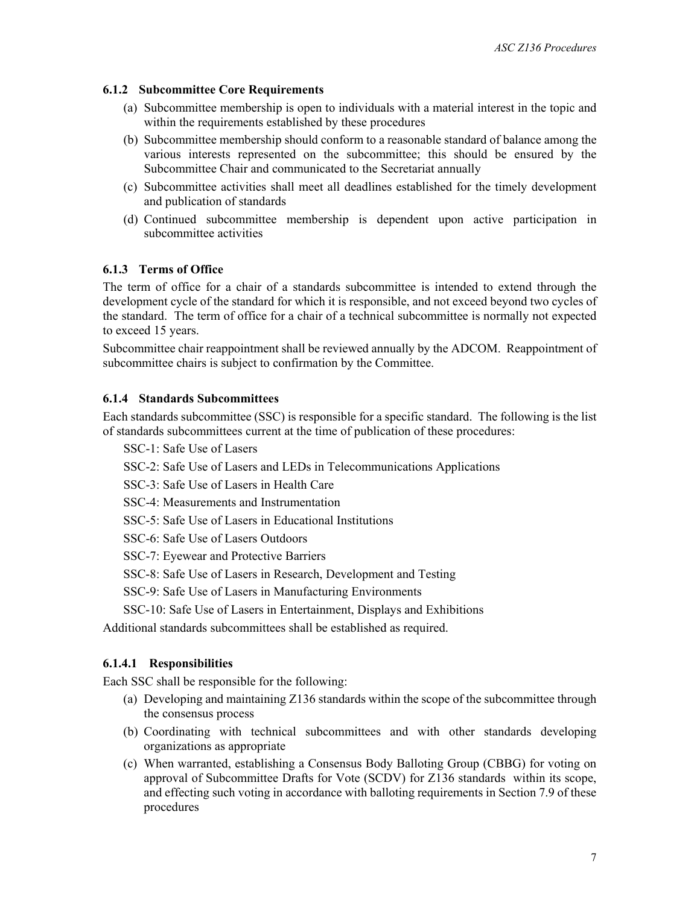#### 6.1.2 Subcommittee Core Requirements

(a) Subcommittee membership is open to individuals with a material interest in the topic and within the requirements established by these procedures

(b) Subcommittee membership should conform to a reasonable standard of balance among the various interests represented on the subcommittee; this should be ensured by the Subcommittee Chair and communicated to the Secretariat annually

(c) Subcommittee activities shall meet all deadlines established for the timely development and publication of standards

(d) Continued subcommittee membership is dependent upon active participation in subcommittee activities

#### 6.1.3 Terms of Office

The term of office for a chair of a standards subcommittee is intended to extend through the development cycle of the standard for which it is responsible, and not exceed beyond two cycles of the standard. The term of office for a chair of a technical subcommittee is normally not expected to exceed 15 years.

Subcommittee chair reappointment shall be reviewed annually by the ADCOM. Reappointment of subcommittee chairs is subject to confirmation by the Committee.

#### 6.1.4 Standards Subcommittees

Each standards subcommittee (SSC) is responsible for a specific standard. The following is the list of standards subcommittees current at the time of publication of these procedures:

SSC-1: Safe Use of Lasers

SSC-2: Safe Use of Lasers and LEDs in Telecommunications Applications

SSC-3: Safe Use of Lasers in Health Care

SSC-4: Measurements and Instrumentation

SSC-5: Safe Use of Lasers in Educational Institutions

SSC-6: Safe Use of Lasers Outdoors

SSC-7: Eyewear and Protective Barriers

SSC-8: Safe Use of Lasers in Research, Development and Testing

SSC-9: Safe Use of Lasers in Manufacturing Environments

SSC-10: Safe Use of Lasers in Entertainment, Displays and Exhibitions

Additional standards subcommittees shall be established as required.

##### 6.1.4.1 Responsibilities

Each SSC shall be responsible for the following:

(a) Developing and maintaining Z136 standards within the scope of the subcommittee through the consensus process

(b) Coordinating with technical subcommittees and with other standards developing organizations as appropriate

(c) When warranted, establishing a Consensus Body Balloting Group (CBBG) for voting on approval of Subcommittee Drafts for Vote (SCDV) for Z136 standards within its scope, and effecting such voting in accordance with balloting requirements in Section 7.9 of these procedures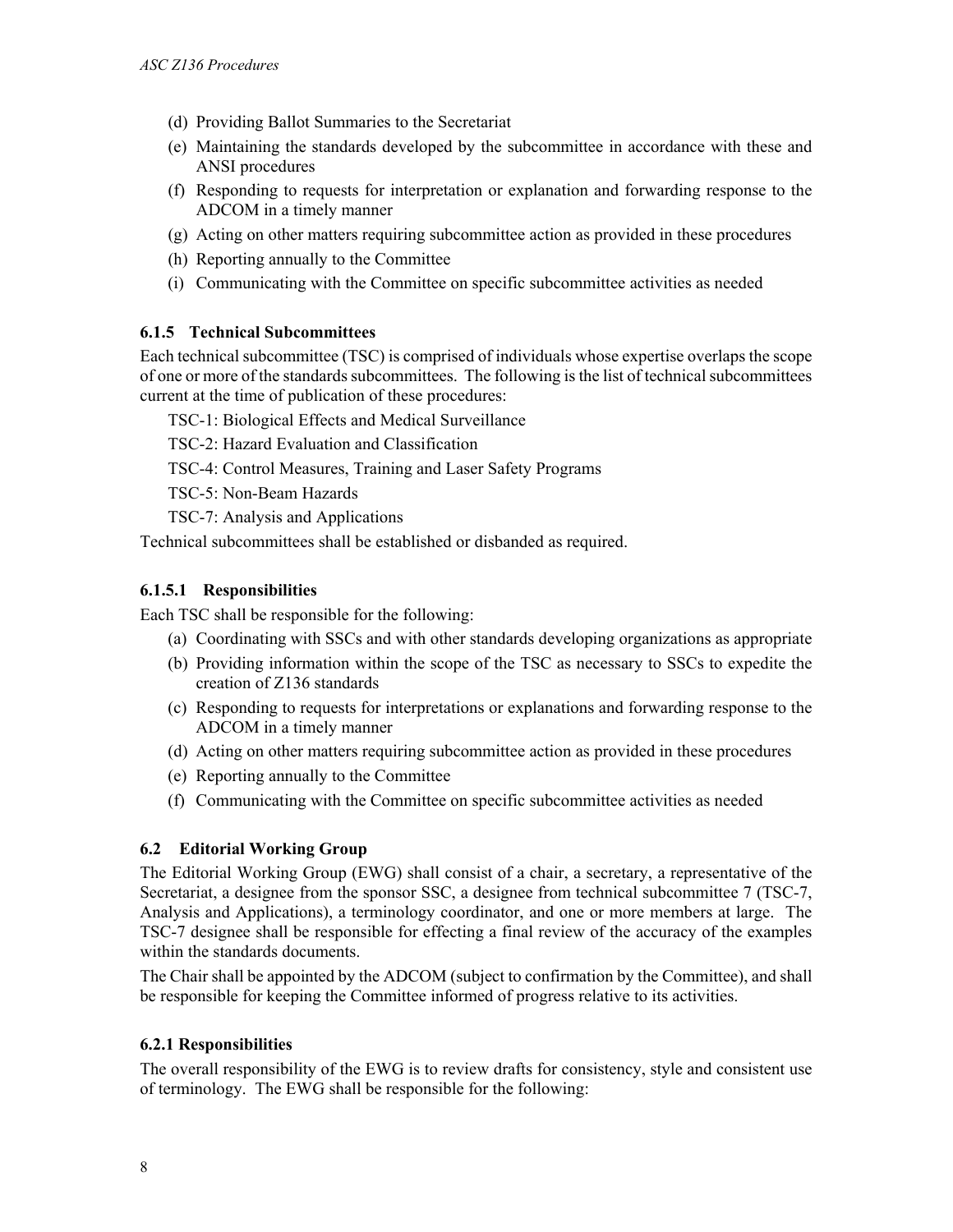(d) Providing Ballot Summaries to the Secretariat

(e) Maintaining the standards developed by the subcommittee in accordance with these and ANSI procedures

(f) Responding to requests for interpretation or explanation and forwarding response to the ADCOM in a timely manner

(g) Acting on other matters requiring subcommittee action as provided in these procedures

(h) Reporting annually to the Committee

(i) Communicating with the Committee on specific subcommittee activities as needed

### 6.1.5 Technical Subcommittees

Each technical subcommittee (TSC) is comprised of individuals whose expertise overlaps the scope of one or more of the standards subcommittees. The following is the list of technical subcommittees current at the time of publication of these procedures:

TSC-1: Biological Effects and Medical Surveillance

TSC-2: Hazard Evaluation and Classification

TSC-4: Control Measures, Training and Laser Safety Programs

TSC-5: Non-Beam Hazards

TSC-7: Analysis and Applications

Technical subcommittees shall be established or disbanded as required.

#### 6.1.5.1 Responsibilities

Each TSC shall be responsible for the following:

(a) Coordinating with SSCs and with other standards developing organizations as appropriate

(b) Providing information within the scope of the TSC as necessary to SSCs to expedite the creation of Z136 standards

(c) Responding to requests for interpretations or explanations and forwarding response to the ADCOM in a timely manner

(d) Acting on other matters requiring subcommittee action as provided in these procedures

(e) Reporting annually to the Committee

(f) Communicating with the Committee on specific subcommittee activities as needed

## 6.2 Editorial Working Group

The Editorial Working Group (EWG) shall consist of a chair, a secretary, a representative of the Secretariat, a designee from the sponsor SSC, a designee from technical subcommittee 7 (TSC-7, Analysis and Applications), a terminology coordinator, and one or more members at large. The TSC-7 designee shall be responsible for effecting a final review of the accuracy of the examples within the standards documents.

The Chair shall be appointed by the ADCOM (subject to confirmation by the Committee), and shall be responsible for keeping the Committee informed of progress relative to its activities.

### 6.2.1 Responsibilities

The overall responsibility of the EWG is to review drafts for consistency, style and consistent use of terminology. The EWG shall be responsible for the following: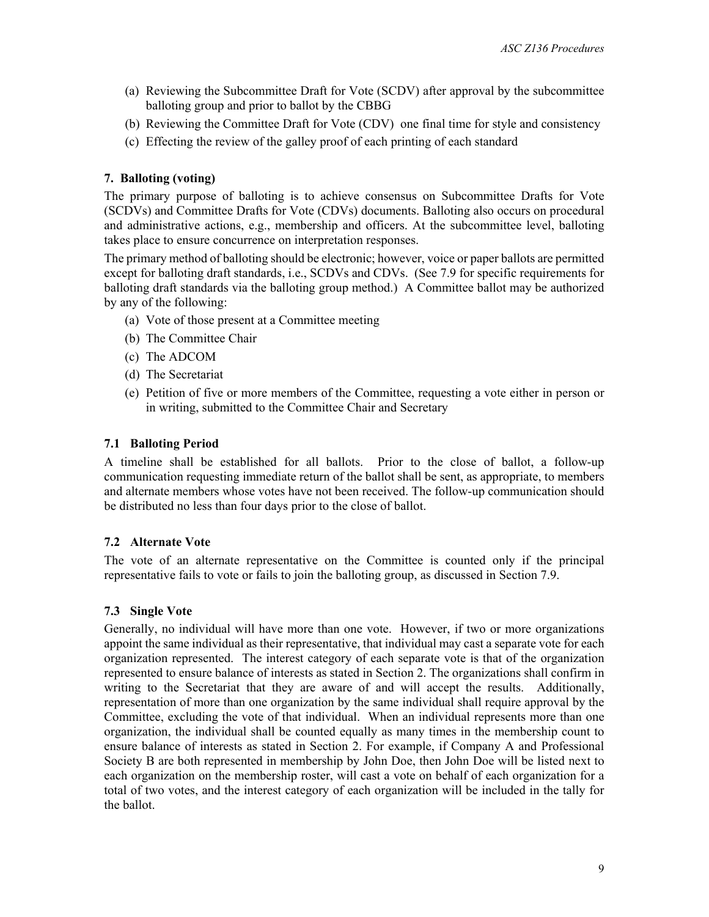(a) Reviewing the Subcommittee Draft for Vote (SCDV) after approval by the subcommittee balloting group and prior to ballot by the CBBG

(b) Reviewing the Committee Draft for Vote (CDV) one final time for style and consistency

(c) Effecting the review of the galley proof of each printing of each standard

### 7. Balloting (voting)

The primary purpose of balloting is to achieve consensus on Subcommittee Drafts for Vote (SCDVs) and Committee Drafts for Vote (CDVs) documents. Balloting also occurs on procedural and administrative actions, e.g., membership and officers. At the subcommittee level, balloting takes place to ensure concurrence on interpretation responses.

The primary method of balloting should be electronic; however, voice or paper ballots are permitted except for balloting draft standards, i.e., SCDVs and CDVs. (See 7.9 for specific requirements for balloting draft standards via the balloting group method.) A Committee ballot may be authorized by any of the following:

(a) Vote of those present at a Committee meeting

(b) The Committee Chair

(c) The ADCOM

(d) The Secretariat

(e) Petition of five or more members of the Committee, requesting a vote either in person or in writing, submitted to the Committee Chair and Secretary

### 7.1 Balloting Period

A timeline shall be established for all ballots. Prior to the close of ballot, a follow-up communication requesting immediate return of the ballot shall be sent, as appropriate, to members and alternate members whose votes have not been received. The follow-up communication should be distributed no less than four days prior to the close of ballot.

### 7.2 Alternate Vote

The vote of an alternate representative on the Committee is counted only if the principal representative fails to vote or fails to join the balloting group, as discussed in Section 7.9.

### 7.3 Single Vote

Generally, no individual will have more than one vote. However, if two or more organizations appoint the same individual as their representative, that individual may cast a separate vote for each organization represented. The interest category of each separate vote is that of the organization represented to ensure balance of interests as stated in Section 2. The organizations shall confirm in writing to the Secretariat that they are aware of and will accept the results. Additionally, representation of more than one organization by the same individual shall require approval by the Committee, excluding the vote of that individual. When an individual represents more than one organization, the individual shall be counted equally as many times in the membership count to ensure balance of interests as stated in Section 2. For example, if Company A and Professional Society B are both represented in membership by John Doe, then John Doe will be listed next to each organization on the membership roster, will cast a vote on behalf of each organization for a total of two votes, and the interest category of each organization will be included in the tally for the ballot.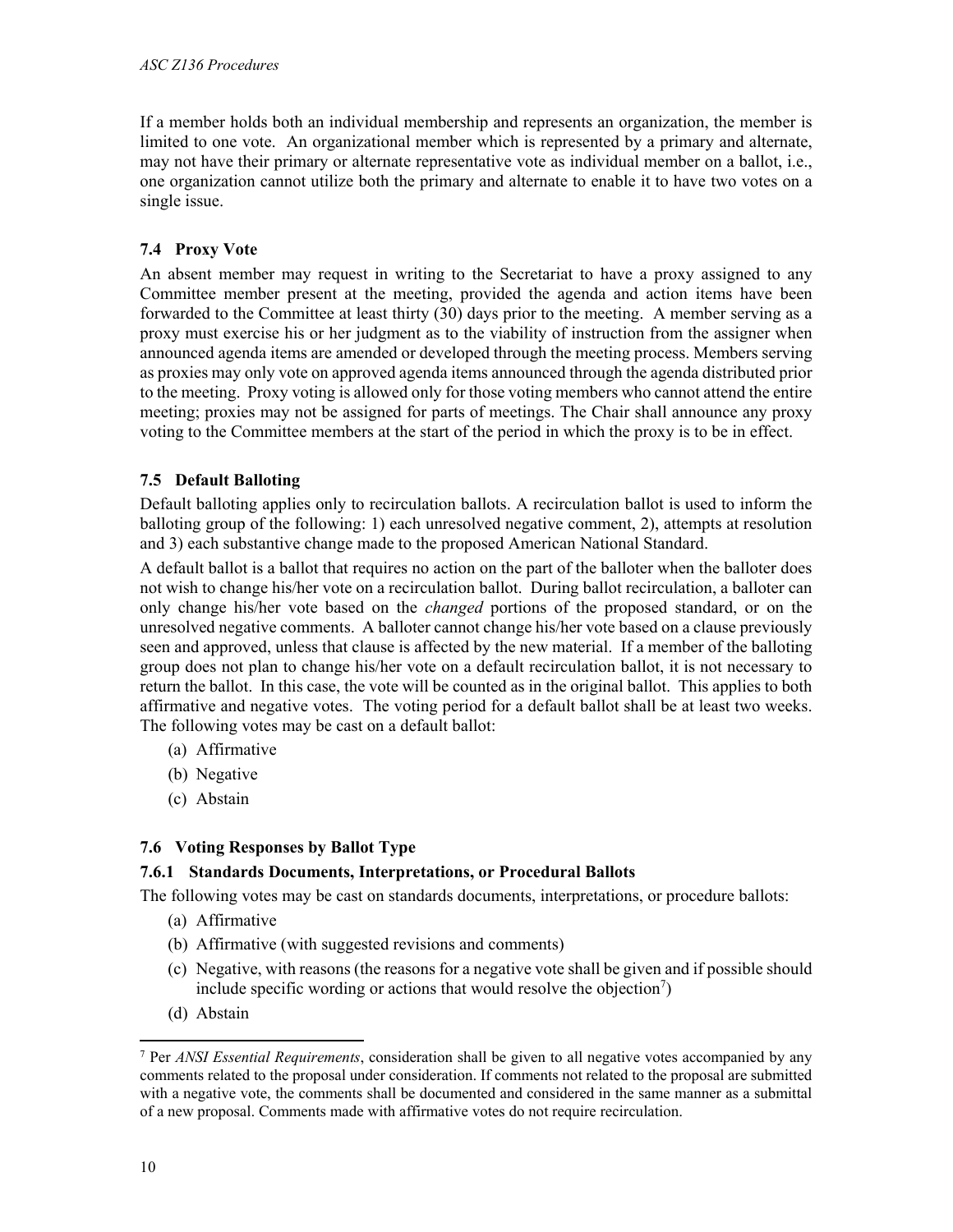If a member holds both an individual membership and represents an organization, the member is limited to one vote. An organizational member which is represented by a primary and alternate, may not have their primary or alternate representative vote as individual member on a ballot, i.e., one organization cannot utilize both the primary and alternate to enable it to have two votes on a single issue.

### 7.4 Proxy Vote

An absent member may request in writing to the Secretariat to have a proxy assigned to any Committee member present at the meeting, provided the agenda and action items have been forwarded to the Committee at least thirty (30) days prior to the meeting. A member serving as a proxy must exercise his or her judgment as to the viability of instruction from the assigner when announced agenda items are amended or developed through the meeting process. Members serving as proxies may only vote on approved agenda items announced through the agenda distributed prior to the meeting. Proxy voting is allowed only for those voting members who cannot attend the entire meeting; proxies may not be assigned for parts of meetings. The Chair shall announce any proxy voting to the Committee members at the start of the period in which the proxy is to be in effect.

### 7.5 Default Balloting

Default balloting applies only to recirculation ballots. A recirculation ballot is used to inform the balloting group of the following: 1) each unresolved negative comment, 2), attempts at resolution and 3) each substantive change made to the proposed American National Standard.

A default ballot is a ballot that requires no action on the part of the balloter when the balloter does not wish to change his/her vote on a recirculation ballot. During ballot recirculation, a balloter can only change his/her vote based on the *changed* portions of the proposed standard, or on the unresolved negative comments. A balloter cannot change his/her vote based on a clause previously seen and approved, unless that clause is affected by the new material. If a member of the balloting group does not plan to change his/her vote on a default recirculation ballot, it is not necessary to return the ballot. In this case, the vote will be counted as in the original ballot. This applies to both affirmative and negative votes. The voting period for a default ballot shall be at least two weeks. The following votes may be cast on a default ballot:

(a) Affirmative
(b) Negative
(c) Abstain

### 7.6 Voting Responses by Ballot Type

#### 7.6.1 Standards Documents, Interpretations, or Procedural Ballots

The following votes may be cast on standards documents, interpretations, or procedure ballots:

(a) Affirmative
(b) Affirmative (with suggested revisions and comments)
(c) Negative, with reasons (the reasons for a negative vote shall be given and if possible should include specific wording or actions that would resolve the objection[7])
(d) Abstain

---

[7] Per *ANSI Essential Requirements*, consideration shall be given to all negative votes accompanied by any comments related to the proposal under consideration. If comments not related to the proposal are submitted with a negative vote, the comments shall be documented and considered in the same manner as a submittal of a new proposal. Comments made with affirmative votes do not require recirculation.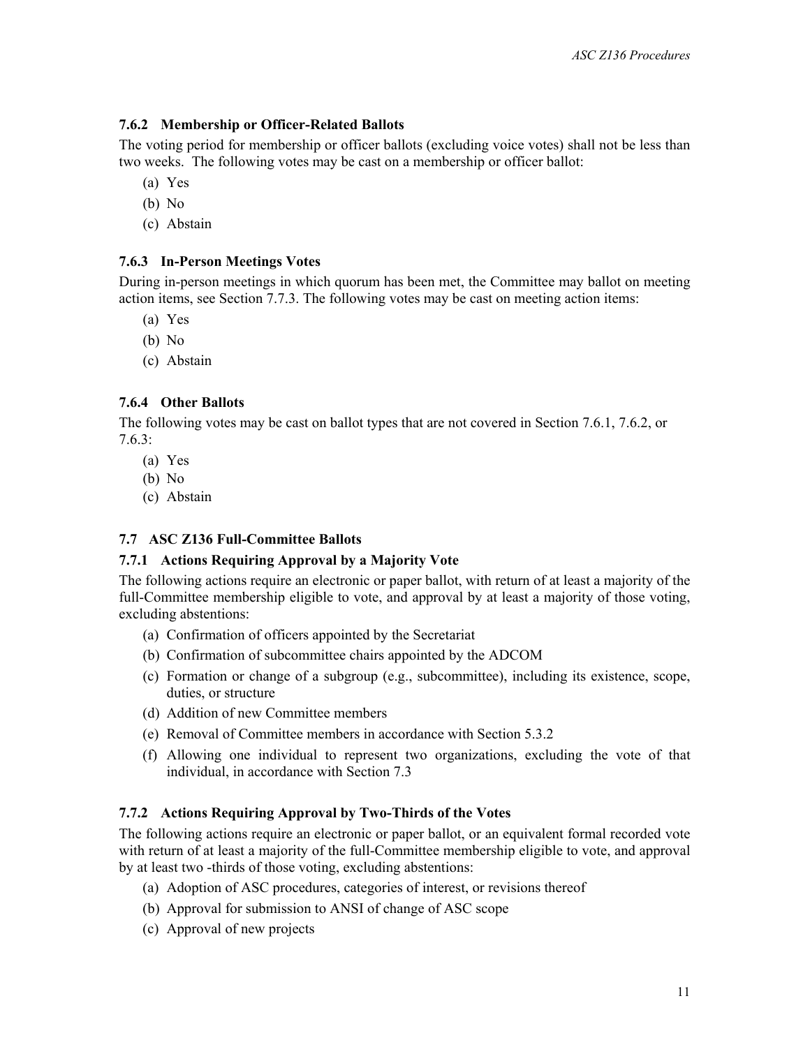### 7.6.2 Membership or Officer-Related Ballots

The voting period for membership or officer ballots (excluding voice votes) shall not be less than two weeks. The following votes may be cast on a membership or officer ballot:

(a) Yes

(b) No

(c) Abstain

### 7.6.3 In-Person Meetings Votes

During in-person meetings in which quorum has been met, the Committee may ballot on meeting action items, see Section 7.7.3. The following votes may be cast on meeting action items:

(a) Yes

(b) No

(c) Abstain

### 7.6.4 Other Ballots

The following votes may be cast on ballot types that are not covered in Section 7.6.1, 7.6.2, or 7.6.3:

(a) Yes

(b) No

(c) Abstain

## 7.7 ASC Z136 Full-Committee Ballots

### 7.7.1 Actions Requiring Approval by a Majority Vote

The following actions require an electronic or paper ballot, with return of at least a majority of the full-Committee membership eligible to vote, and approval by at least a majority of those voting, excluding abstentions:

(a) Confirmation of officers appointed by the Secretariat

(b) Confirmation of subcommittee chairs appointed by the ADCOM

(c) Formation or change of a subgroup (e.g., subcommittee), including its existence, scope, duties, or structure

(d) Addition of new Committee members

(e) Removal of Committee members in accordance with Section 5.3.2

(f) Allowing one individual to represent two organizations, excluding the vote of that individual, in accordance with Section 7.3

### 7.7.2 Actions Requiring Approval by Two-Thirds of the Votes

The following actions require an electronic or paper ballot, or an equivalent formal recorded vote with return of at least a majority of the full-Committee membership eligible to vote, and approval by at least two -thirds of those voting, excluding abstentions:

(a) Adoption of ASC procedures, categories of interest, or revisions thereof

(b) Approval for submission to ANSI of change of ASC scope

(c) Approval of new projects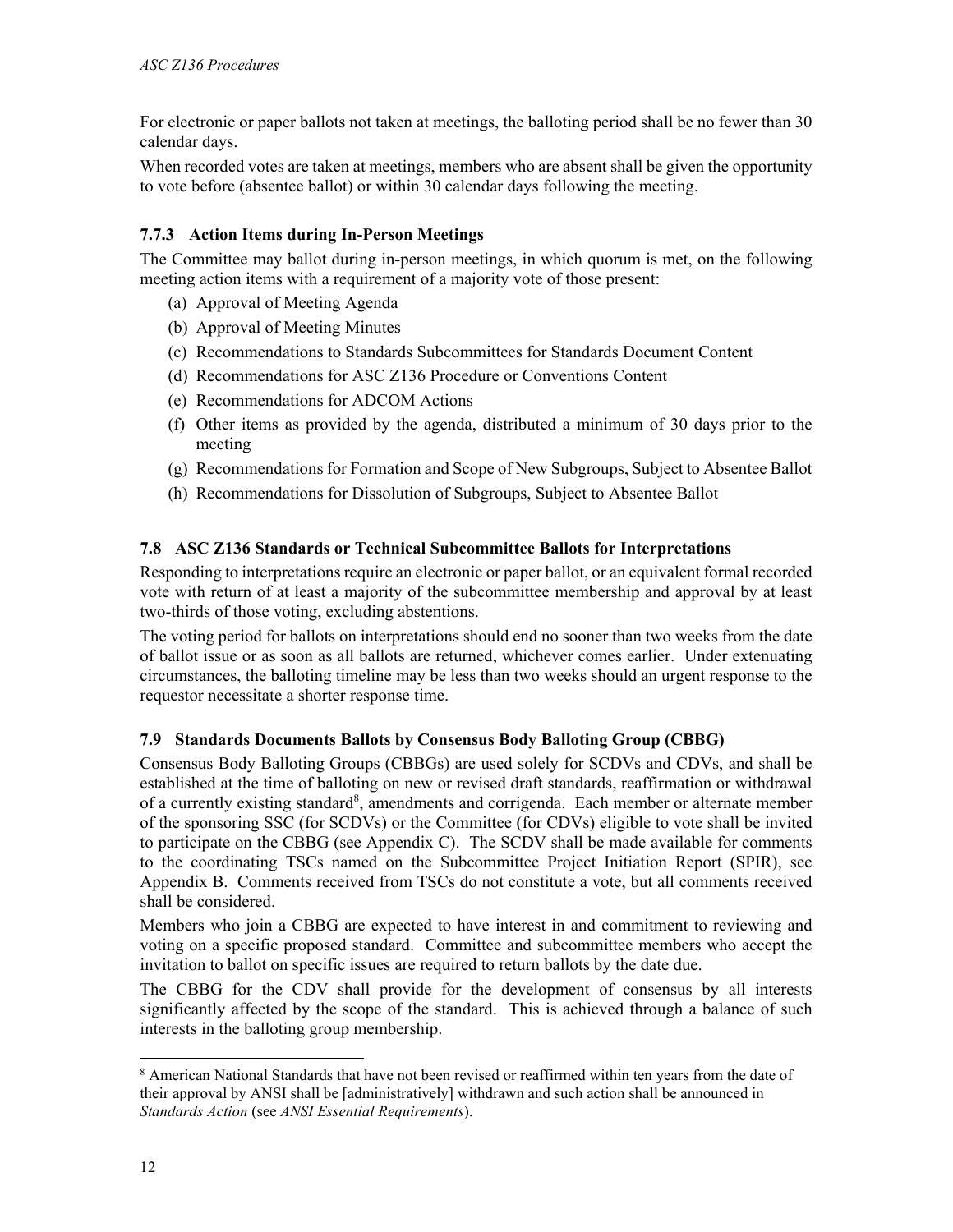For electronic or paper ballots not taken at meetings, the balloting period shall be no fewer than 30 calendar days.

When recorded votes are taken at meetings, members who are absent shall be given the opportunity to vote before (absentee ballot) or within 30 calendar days following the meeting.

### 7.7.3 Action Items during In-Person Meetings

The Committee may ballot during in-person meetings, in which quorum is met, on the following meeting action items with a requirement of a majority vote of those present:

(a) Approval of Meeting Agenda
(b) Approval of Meeting Minutes
(c) Recommendations to Standards Subcommittees for Standards Document Content
(d) Recommendations for ASC Z136 Procedure or Conventions Content
(e) Recommendations for ADCOM Actions
(f) Other items as provided by the agenda, distributed a minimum of 30 days prior to the meeting
(g) Recommendations for Formation and Scope of New Subgroups, Subject to Absentee Ballot
(h) Recommendations for Dissolution of Subgroups, Subject to Absentee Ballot

## 7.8 ASC Z136 Standards or Technical Subcommittee Ballots for Interpretations

Responding to interpretations require an electronic or paper ballot, or an equivalent formal recorded vote with return of at least a majority of the subcommittee membership and approval by at least two-thirds of those voting, excluding abstentions.

The voting period for ballots on interpretations should end no sooner than two weeks from the date of ballot issue or as soon as all ballots are returned, whichever comes earlier. Under extenuating circumstances, the balloting timeline may be less than two weeks should an urgent response to the requestor necessitate a shorter response time.

## 7.9 Standards Documents Ballots by Consensus Body Balloting Group (CBBG)

Consensus Body Balloting Groups (CBBGs) are used solely for SCDVs and CDVs, and shall be established at the time of balloting on new or revised draft standards, reaffirmation or withdrawal of a currently existing standard[8], amendments and corrigenda. Each member or alternate member of the sponsoring SSC (for SCDVs) or the Committee (for CDVs) eligible to vote shall be invited to participate on the CBBG (see Appendix C). The SCDV shall be made available for comments to the coordinating TSCs named on the Subcommittee Project Initiation Report (SPIR), see Appendix B. Comments received from TSCs do not constitute a vote, but all comments received shall be considered.

Members who join a CBBG are expected to have interest in and commitment to reviewing and voting on a specific proposed standard. Committee and subcommittee members who accept the invitation to ballot on specific issues are required to return ballots by the date due.

The CBBG for the CDV shall provide for the development of consensus by all interests significantly affected by the scope of the standard. This is achieved through a balance of such interests in the balloting group membership.

[8] American National Standards that have not been revised or reaffirmed within ten years from the date of their approval by ANSI shall be [administratively] withdrawn and such action shall be announced in *Standards Action* (see *ANSI Essential Requirements*).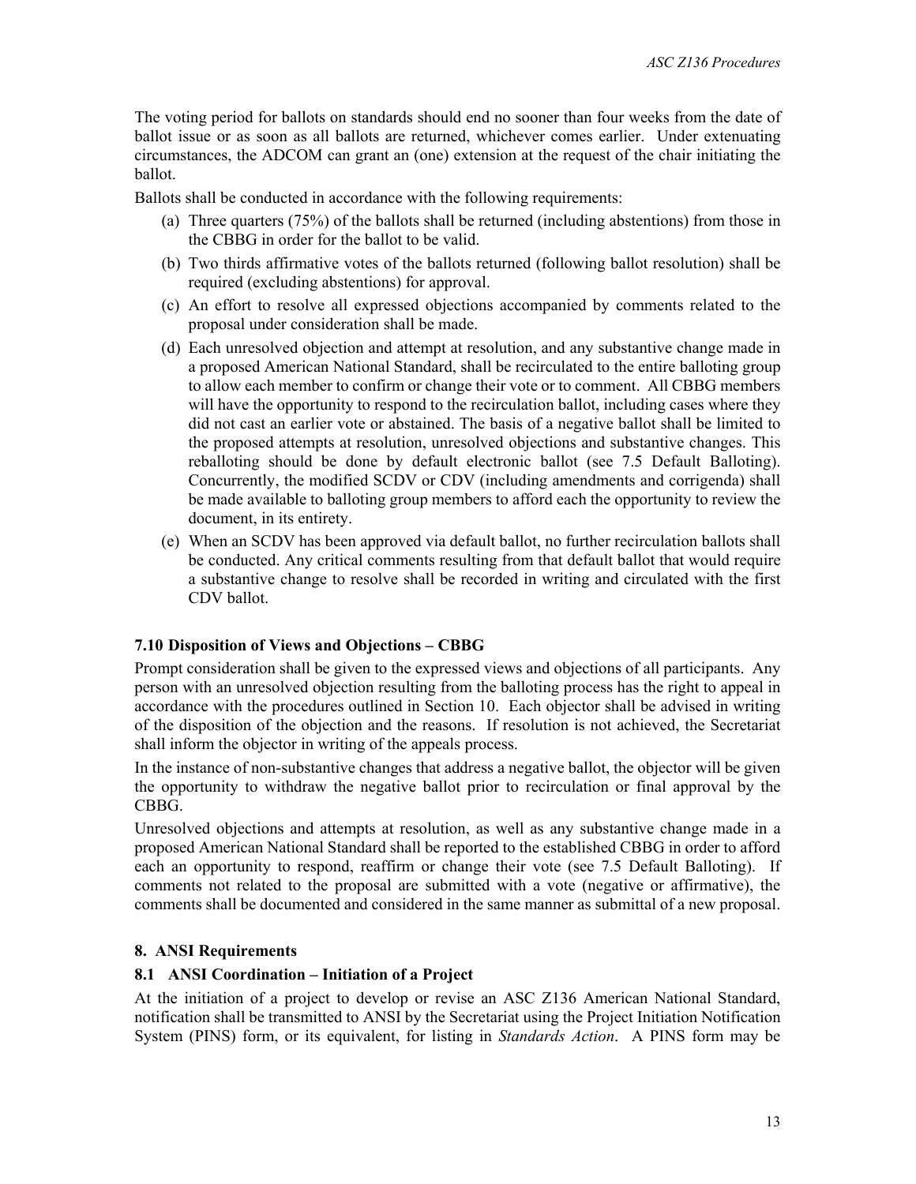The voting period for ballots on standards should end no sooner than four weeks from the date of ballot issue or as soon as all ballots are returned, whichever comes earlier. Under extenuating circumstances, the ADCOM can grant an (one) extension at the request of the chair initiating the ballot.

Ballots shall be conducted in accordance with the following requirements:

(a) Three quarters (75%) of the ballots shall be returned (including abstentions) from those in the CBBG in order for the ballot to be valid.

(b) Two thirds affirmative votes of the ballots returned (following ballot resolution) shall be required (excluding abstentions) for approval.

(c) An effort to resolve all expressed objections accompanied by comments related to the proposal under consideration shall be made.

(d) Each unresolved objection and attempt at resolution, and any substantive change made in a proposed American National Standard, shall be recirculated to the entire balloting group to allow each member to confirm or change their vote or to comment. All CBBG members will have the opportunity to respond to the recirculation ballot, including cases where they did not cast an earlier vote or abstained. The basis of a negative ballot shall be limited to the proposed attempts at resolution, unresolved objections and substantive changes. This reballoting should be done by default electronic ballot (see 7.5 Default Balloting). Concurrently, the modified SCDV or CDV (including amendments and corrigenda) shall be made available to balloting group members to afford each the opportunity to review the document, in its entirety.

(e) When an SCDV has been approved via default ballot, no further recirculation ballots shall be conducted. Any critical comments resulting from that default ballot that would require a substantive change to resolve shall be recorded in writing and circulated with the first CDV ballot.

### 7.10 Disposition of Views and Objections – CBBG

Prompt consideration shall be given to the expressed views and objections of all participants. Any person with an unresolved objection resulting from the balloting process has the right to appeal in accordance with the procedures outlined in Section 10. Each objector shall be advised in writing of the disposition of the objection and the reasons. If resolution is not achieved, the Secretariat shall inform the objector in writing of the appeals process.

In the instance of non-substantive changes that address a negative ballot, the objector will be given the opportunity to withdraw the negative ballot prior to recirculation or final approval by the CBBG.

Unresolved objections and attempts at resolution, as well as any substantive change made in a proposed American National Standard shall be reported to the established CBBG in order to afford each an opportunity to respond, reaffirm or change their vote (see 7.5 Default Balloting). If comments not related to the proposal are submitted with a vote (negative or affirmative), the comments shall be documented and considered in the same manner as submittal of a new proposal.

## 8. ANSI Requirements

### 8.1 ANSI Coordination – Initiation of a Project

At the initiation of a project to develop or revise an ASC Z136 American National Standard, notification shall be transmitted to ANSI by the Secretariat using the Project Initiation Notification System (PINS) form, or its equivalent, for listing in *Standards Action*. A PINS form may be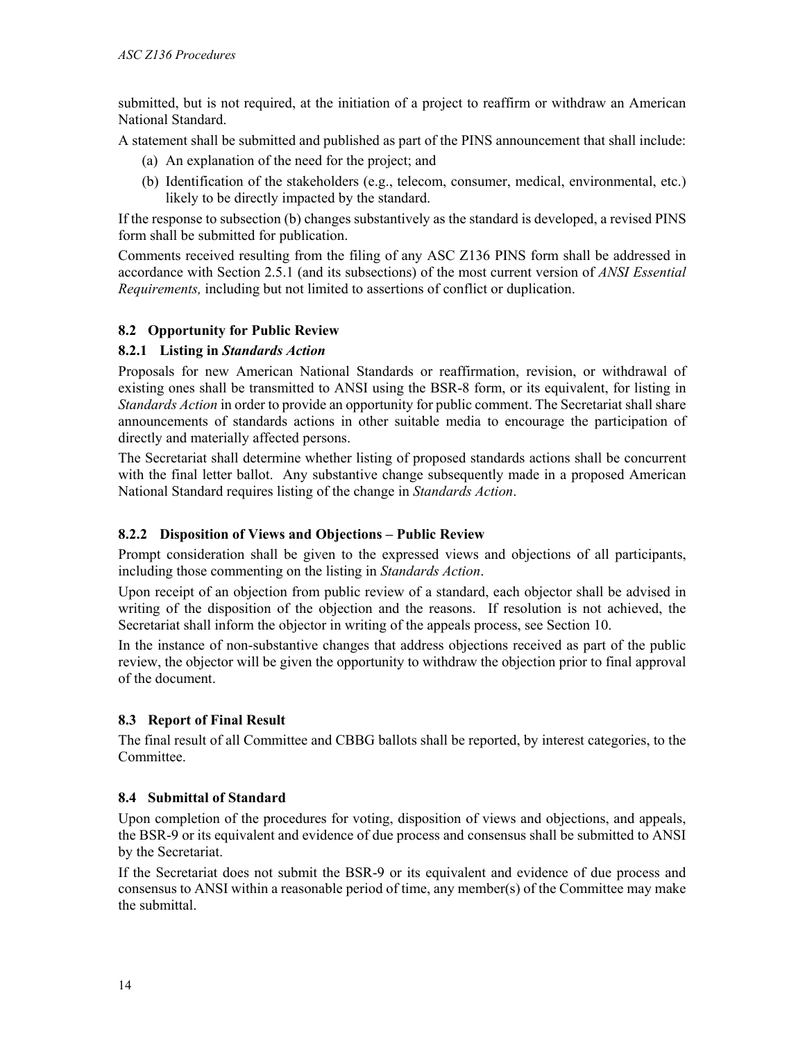submitted, but is not required, at the initiation of a project to reaffirm or withdraw an American National Standard.

A statement shall be submitted and published as part of the PINS announcement that shall include:

(a) An explanation of the need for the project; and

(b) Identification of the stakeholders (e.g., telecom, consumer, medical, environmental, etc.) likely to be directly impacted by the standard.

If the response to subsection (b) changes substantively as the standard is developed, a revised PINS form shall be submitted for publication.

Comments received resulting from the filing of any ASC Z136 PINS form shall be addressed in accordance with Section 2.5.1 (and its subsections) of the most current version of *ANSI Essential Requirements,* including but not limited to assertions of conflict or duplication.

### 8.2 Opportunity for Public Review

#### 8.2.1 Listing in *Standards Action*

Proposals for new American National Standards or reaffirmation, revision, or withdrawal of existing ones shall be transmitted to ANSI using the BSR-8 form, or its equivalent, for listing in *Standards Action* in order to provide an opportunity for public comment. The Secretariat shall share announcements of standards actions in other suitable media to encourage the participation of directly and materially affected persons.

The Secretariat shall determine whether listing of proposed standards actions shall be concurrent with the final letter ballot. Any substantive change subsequently made in a proposed American National Standard requires listing of the change in *Standards Action*.

#### 8.2.2 Disposition of Views and Objections – Public Review

Prompt consideration shall be given to the expressed views and objections of all participants, including those commenting on the listing in *Standards Action*.

Upon receipt of an objection from public review of a standard, each objector shall be advised in writing of the disposition of the objection and the reasons. If resolution is not achieved, the Secretariat shall inform the objector in writing of the appeals process, see Section 10.

In the instance of non-substantive changes that address objections received as part of the public review, the objector will be given the opportunity to withdraw the objection prior to final approval of the document.

### 8.3 Report of Final Result

The final result of all Committee and CBBG ballots shall be reported, by interest categories, to the Committee.

### 8.4 Submittal of Standard

Upon completion of the procedures for voting, disposition of views and objections, and appeals, the BSR-9 or its equivalent and evidence of due process and consensus shall be submitted to ANSI by the Secretariat.

If the Secretariat does not submit the BSR-9 or its equivalent and evidence of due process and consensus to ANSI within a reasonable period of time, any member(s) of the Committee may make the submittal.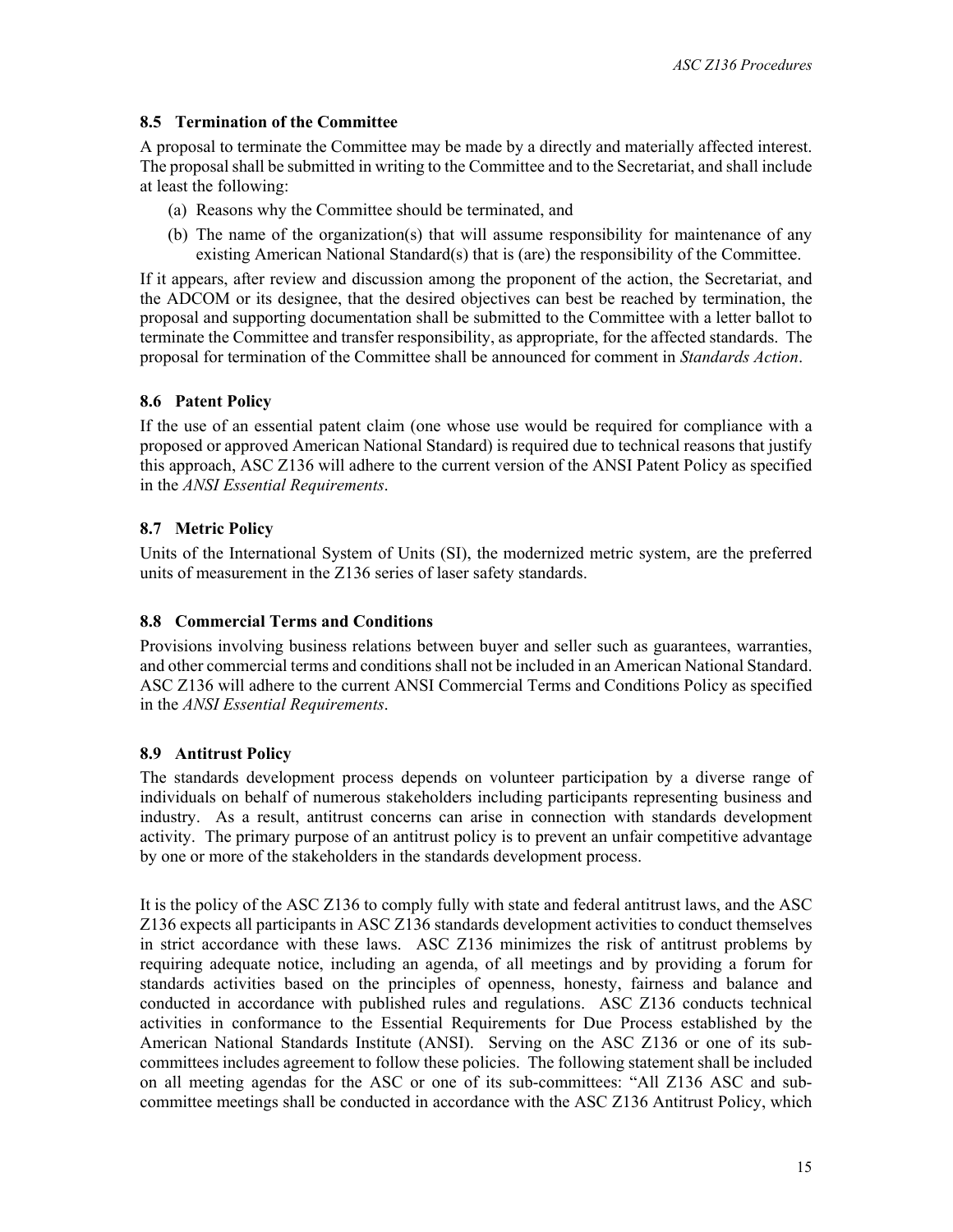### 8.5 Termination of the Committee

A proposal to terminate the Committee may be made by a directly and materially affected interest. The proposal shall be submitted in writing to the Committee and to the Secretariat, and shall include at least the following:

(a) Reasons why the Committee should be terminated, and

(b) The name of the organization(s) that will assume responsibility for maintenance of any existing American National Standard(s) that is (are) the responsibility of the Committee.

If it appears, after review and discussion among the proponent of the action, the Secretariat, and the ADCOM or its designee, that the desired objectives can best be reached by termination, the proposal and supporting documentation shall be submitted to the Committee with a letter ballot to terminate the Committee and transfer responsibility, as appropriate, for the affected standards. The proposal for termination of the Committee shall be announced for comment in *Standards Action*.

### 8.6 Patent Policy

If the use of an essential patent claim (one whose use would be required for compliance with a proposed or approved American National Standard) is required due to technical reasons that justify this approach, ASC Z136 will adhere to the current version of the ANSI Patent Policy as specified in the *ANSI Essential Requirements*.

### 8.7 Metric Policy

Units of the International System of Units (SI), the modernized metric system, are the preferred units of measurement in the Z136 series of laser safety standards.

### 8.8 Commercial Terms and Conditions

Provisions involving business relations between buyer and seller such as guarantees, warranties, and other commercial terms and conditions shall not be included in an American National Standard. ASC Z136 will adhere to the current ANSI Commercial Terms and Conditions Policy as specified in the *ANSI Essential Requirements*.

### 8.9 Antitrust Policy

The standards development process depends on volunteer participation by a diverse range of individuals on behalf of numerous stakeholders including participants representing business and industry. As a result, antitrust concerns can arise in connection with standards development activity. The primary purpose of an antitrust policy is to prevent an unfair competitive advantage by one or more of the stakeholders in the standards development process.

It is the policy of the ASC Z136 to comply fully with state and federal antitrust laws, and the ASC Z136 expects all participants in ASC Z136 standards development activities to conduct themselves in strict accordance with these laws. ASC Z136 minimizes the risk of antitrust problems by requiring adequate notice, including an agenda, of all meetings and by providing a forum for standards activities based on the principles of openness, honesty, fairness and balance and conducted in accordance with published rules and regulations. ASC Z136 conducts technical activities in conformance to the Essential Requirements for Due Process established by the American National Standards Institute (ANSI). Serving on the ASC Z136 or one of its sub-committees includes agreement to follow these policies. The following statement shall be included on all meeting agendas for the ASC or one of its sub-committees: "All Z136 ASC and sub-committee meetings shall be conducted in accordance with the ASC Z136 Antitrust Policy, which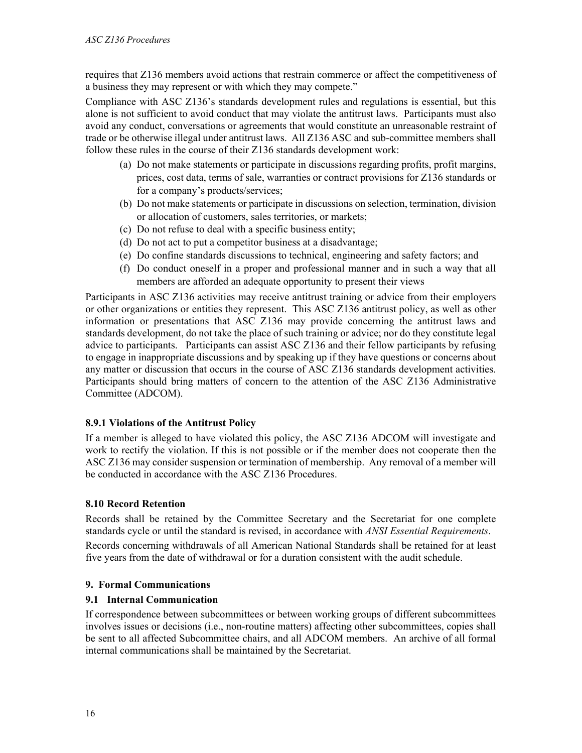requires that Z136 members avoid actions that restrain commerce or affect the competitiveness of a business they may represent or with which they may compete."

Compliance with ASC Z136's standards development rules and regulations is essential, but this alone is not sufficient to avoid conduct that may violate the antitrust laws. Participants must also avoid any conduct, conversations or agreements that would constitute an unreasonable restraint of trade or be otherwise illegal under antitrust laws. All Z136 ASC and sub-committee members shall follow these rules in the course of their Z136 standards development work:

(a) Do not make statements or participate in discussions regarding profits, profit margins, prices, cost data, terms of sale, warranties or contract provisions for Z136 standards or for a company's products/services;
(b) Do not make statements or participate in discussions on selection, termination, division or allocation of customers, sales territories, or markets;
(c) Do not refuse to deal with a specific business entity;
(d) Do not act to put a competitor business at a disadvantage;
(e) Do confine standards discussions to technical, engineering and safety factors; and
(f) Do conduct oneself in a proper and professional manner and in such a way that all members are afforded an adequate opportunity to present their views

Participants in ASC Z136 activities may receive antitrust training or advice from their employers or other organizations or entities they represent. This ASC Z136 antitrust policy, as well as other information or presentations that ASC Z136 may provide concerning the antitrust laws and standards development, do not take the place of such training or advice; nor do they constitute legal advice to participants. Participants can assist ASC Z136 and their fellow participants by refusing to engage in inappropriate discussions and by speaking up if they have questions or concerns about any matter or discussion that occurs in the course of ASC Z136 standards development activities. Participants should bring matters of concern to the attention of the ASC Z136 Administrative Committee (ADCOM).

### 8.9.1 Violations of the Antitrust Policy

If a member is alleged to have violated this policy, the ASC Z136 ADCOM will investigate and work to rectify the violation. If this is not possible or if the member does not cooperate then the ASC Z136 may consider suspension or termination of membership. Any removal of a member will be conducted in accordance with the ASC Z136 Procedures.

### 8.10 Record Retention

Records shall be retained by the Committee Secretary and the Secretariat for one complete standards cycle or until the standard is revised, in accordance with *ANSI Essential Requirements*.

Records concerning withdrawals of all American National Standards shall be retained for at least five years from the date of withdrawal or for a duration consistent with the audit schedule.

## 9. Formal Communications

### 9.1 Internal Communication

If correspondence between subcommittees or between working groups of different subcommittees involves issues or decisions (i.e., non-routine matters) affecting other subcommittees, copies shall be sent to all affected Subcommittee chairs, and all ADCOM members. An archive of all formal internal communications shall be maintained by the Secretariat.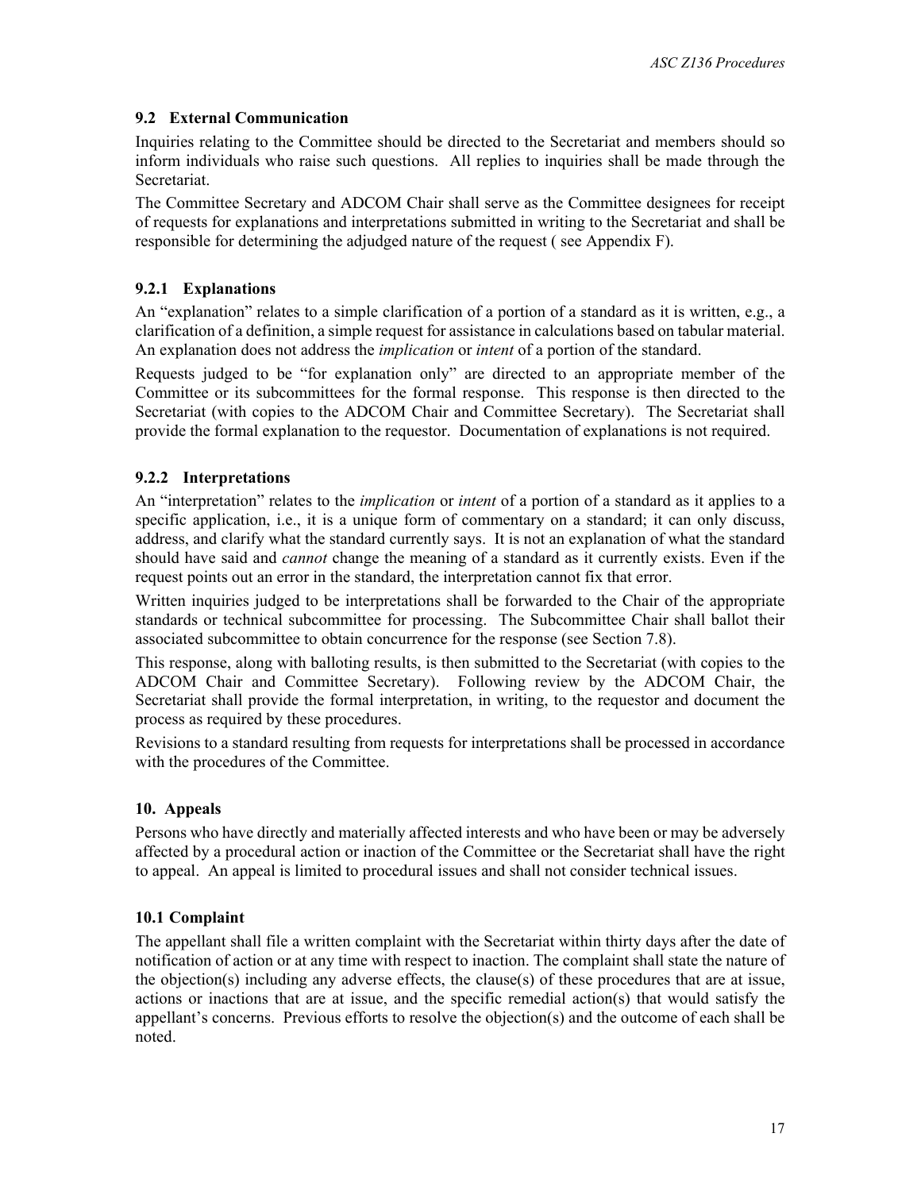### 9.2 External Communication

Inquiries relating to the Committee should be directed to the Secretariat and members should so inform individuals who raise such questions. All replies to inquiries shall be made through the Secretariat.

The Committee Secretary and ADCOM Chair shall serve as the Committee designees for receipt of requests for explanations and interpretations submitted in writing to the Secretariat and shall be responsible for determining the adjudged nature of the request ( see Appendix F).

#### 9.2.1 Explanations

An "explanation" relates to a simple clarification of a portion of a standard as it is written, e.g., a clarification of a definition, a simple request for assistance in calculations based on tabular material. An explanation does not address the *implication* or *intent* of a portion of the standard.

Requests judged to be "for explanation only" are directed to an appropriate member of the Committee or its subcommittees for the formal response. This response is then directed to the Secretariat (with copies to the ADCOM Chair and Committee Secretary). The Secretariat shall provide the formal explanation to the requestor. Documentation of explanations is not required.

#### 9.2.2 Interpretations

An "interpretation" relates to the *implication* or *intent* of a portion of a standard as it applies to a specific application, i.e., it is a unique form of commentary on a standard; it can only discuss, address, and clarify what the standard currently says. It is not an explanation of what the standard should have said and *cannot* change the meaning of a standard as it currently exists. Even if the request points out an error in the standard, the interpretation cannot fix that error.

Written inquiries judged to be interpretations shall be forwarded to the Chair of the appropriate standards or technical subcommittee for processing. The Subcommittee Chair shall ballot their associated subcommittee to obtain concurrence for the response (see Section 7.8).

This response, along with balloting results, is then submitted to the Secretariat (with copies to the ADCOM Chair and Committee Secretary). Following review by the ADCOM Chair, the Secretariat shall provide the formal interpretation, in writing, to the requestor and document the process as required by these procedures.

Revisions to a standard resulting from requests for interpretations shall be processed in accordance with the procedures of the Committee.

## 10. Appeals

Persons who have directly and materially affected interests and who have been or may be adversely affected by a procedural action or inaction of the Committee or the Secretariat shall have the right to appeal. An appeal is limited to procedural issues and shall not consider technical issues.

### 10.1 Complaint

The appellant shall file a written complaint with the Secretariat within thirty days after the date of notification of action or at any time with respect to inaction. The complaint shall state the nature of the objection(s) including any adverse effects, the clause(s) of these procedures that are at issue, actions or inactions that are at issue, and the specific remedial action(s) that would satisfy the appellant's concerns. Previous efforts to resolve the objection(s) and the outcome of each shall be noted.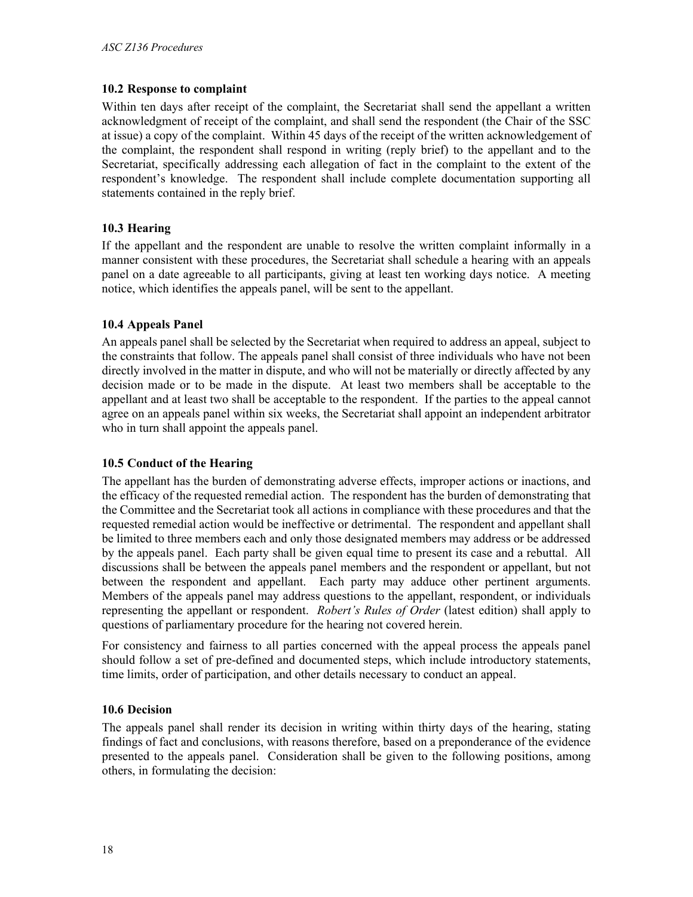### 10.2 Response to complaint

Within ten days after receipt of the complaint, the Secretariat shall send the appellant a written acknowledgment of receipt of the complaint, and shall send the respondent (the Chair of the SSC at issue) a copy of the complaint. Within 45 days of the receipt of the written acknowledgement of the complaint, the respondent shall respond in writing (reply brief) to the appellant and to the Secretariat, specifically addressing each allegation of fact in the complaint to the extent of the respondent's knowledge. The respondent shall include complete documentation supporting all statements contained in the reply brief.

### 10.3 Hearing

If the appellant and the respondent are unable to resolve the written complaint informally in a manner consistent with these procedures, the Secretariat shall schedule a hearing with an appeals panel on a date agreeable to all participants, giving at least ten working days notice. A meeting notice, which identifies the appeals panel, will be sent to the appellant.

### 10.4 Appeals Panel

An appeals panel shall be selected by the Secretariat when required to address an appeal, subject to the constraints that follow. The appeals panel shall consist of three individuals who have not been directly involved in the matter in dispute, and who will not be materially or directly affected by any decision made or to be made in the dispute. At least two members shall be acceptable to the appellant and at least two shall be acceptable to the respondent. If the parties to the appeal cannot agree on an appeals panel within six weeks, the Secretariat shall appoint an independent arbitrator who in turn shall appoint the appeals panel.

### 10.5 Conduct of the Hearing

The appellant has the burden of demonstrating adverse effects, improper actions or inactions, and the efficacy of the requested remedial action. The respondent has the burden of demonstrating that the Committee and the Secretariat took all actions in compliance with these procedures and that the requested remedial action would be ineffective or detrimental. The respondent and appellant shall be limited to three members each and only those designated members may address or be addressed by the appeals panel. Each party shall be given equal time to present its case and a rebuttal. All discussions shall be between the appeals panel members and the respondent or appellant, but not between the respondent and appellant. Each party may adduce other pertinent arguments. Members of the appeals panel may address questions to the appellant, respondent, or individuals representing the appellant or respondent. *Robert's Rules of Order* (latest edition) shall apply to questions of parliamentary procedure for the hearing not covered herein.

For consistency and fairness to all parties concerned with the appeal process the appeals panel should follow a set of pre-defined and documented steps, which include introductory statements, time limits, order of participation, and other details necessary to conduct an appeal.

### 10.6 Decision

The appeals panel shall render its decision in writing within thirty days of the hearing, stating findings of fact and conclusions, with reasons therefore, based on a preponderance of the evidence presented to the appeals panel. Consideration shall be given to the following positions, among others, in formulating the decision: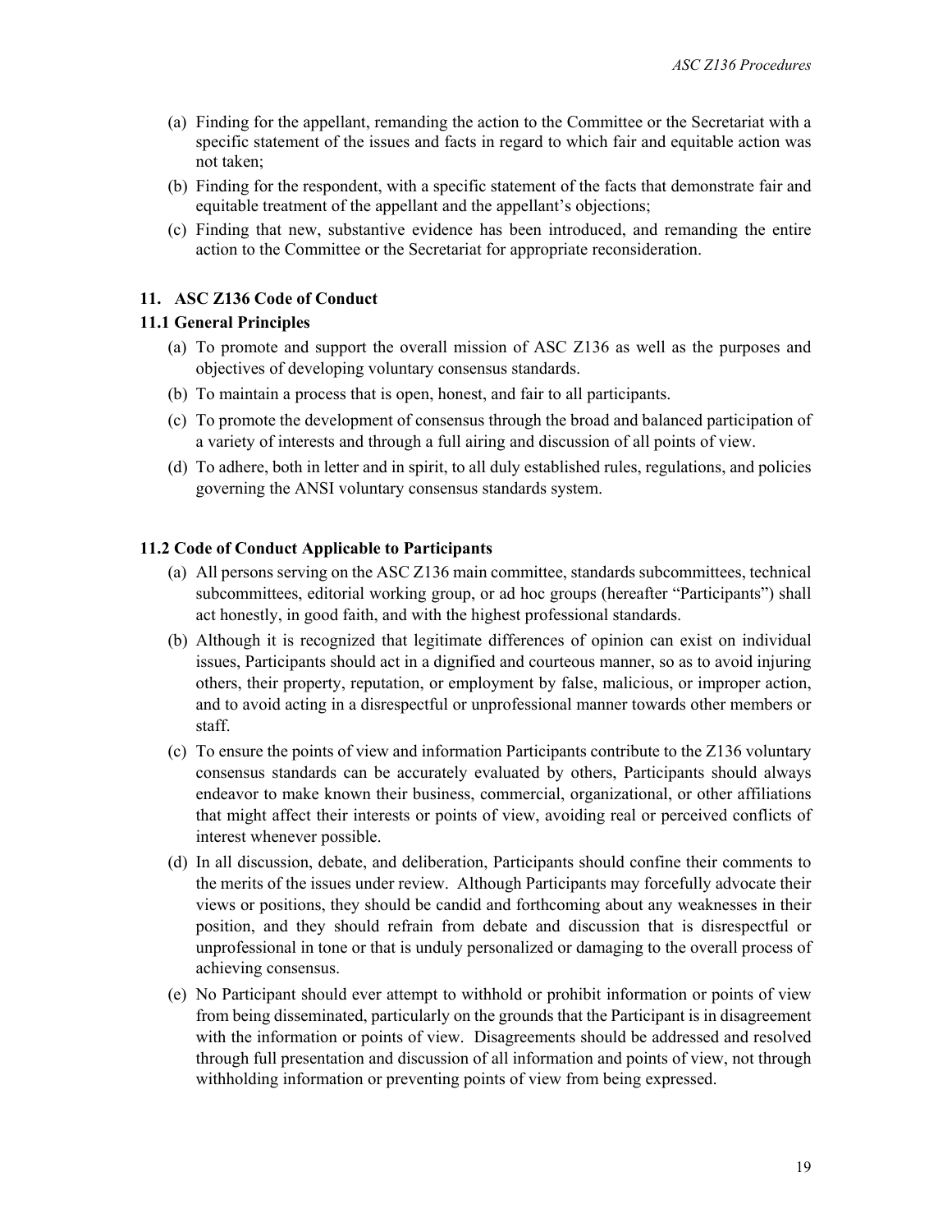(a) Finding for the appellant, remanding the action to the Committee or the Secretariat with a specific statement of the issues and facts in regard to which fair and equitable action was not taken;

(b) Finding for the respondent, with a specific statement of the facts that demonstrate fair and equitable treatment of the appellant and the appellant's objections;

(c) Finding that new, substantive evidence has been introduced, and remanding the entire action to the Committee or the Secretariat for appropriate reconsideration.

## 11. ASC Z136 Code of Conduct

### 11.1 General Principles

(a) To promote and support the overall mission of ASC Z136 as well as the purposes and objectives of developing voluntary consensus standards.

(b) To maintain a process that is open, honest, and fair to all participants.

(c) To promote the development of consensus through the broad and balanced participation of a variety of interests and through a full airing and discussion of all points of view.

(d) To adhere, both in letter and in spirit, to all duly established rules, regulations, and policies governing the ANSI voluntary consensus standards system.

### 11.2 Code of Conduct Applicable to Participants

(a) All persons serving on the ASC Z136 main committee, standards subcommittees, technical subcommittees, editorial working group, or ad hoc groups (hereafter "Participants") shall act honestly, in good faith, and with the highest professional standards.

(b) Although it is recognized that legitimate differences of opinion can exist on individual issues, Participants should act in a dignified and courteous manner, so as to avoid injuring others, their property, reputation, or employment by false, malicious, or improper action, and to avoid acting in a disrespectful or unprofessional manner towards other members or staff.

(c) To ensure the points of view and information Participants contribute to the Z136 voluntary consensus standards can be accurately evaluated by others, Participants should always endeavor to make known their business, commercial, organizational, or other affiliations that might affect their interests or points of view, avoiding real or perceived conflicts of interest whenever possible.

(d) In all discussion, debate, and deliberation, Participants should confine their comments to the merits of the issues under review. Although Participants may forcefully advocate their views or positions, they should be candid and forthcoming about any weaknesses in their position, and they should refrain from debate and discussion that is disrespectful or unprofessional in tone or that is unduly personalized or damaging to the overall process of achieving consensus.

(e) No Participant should ever attempt to withhold or prohibit information or points of view from being disseminated, particularly on the grounds that the Participant is in disagreement with the information or points of view. Disagreements should be addressed and resolved through full presentation and discussion of all information and points of view, not through withholding information or preventing points of view from being expressed.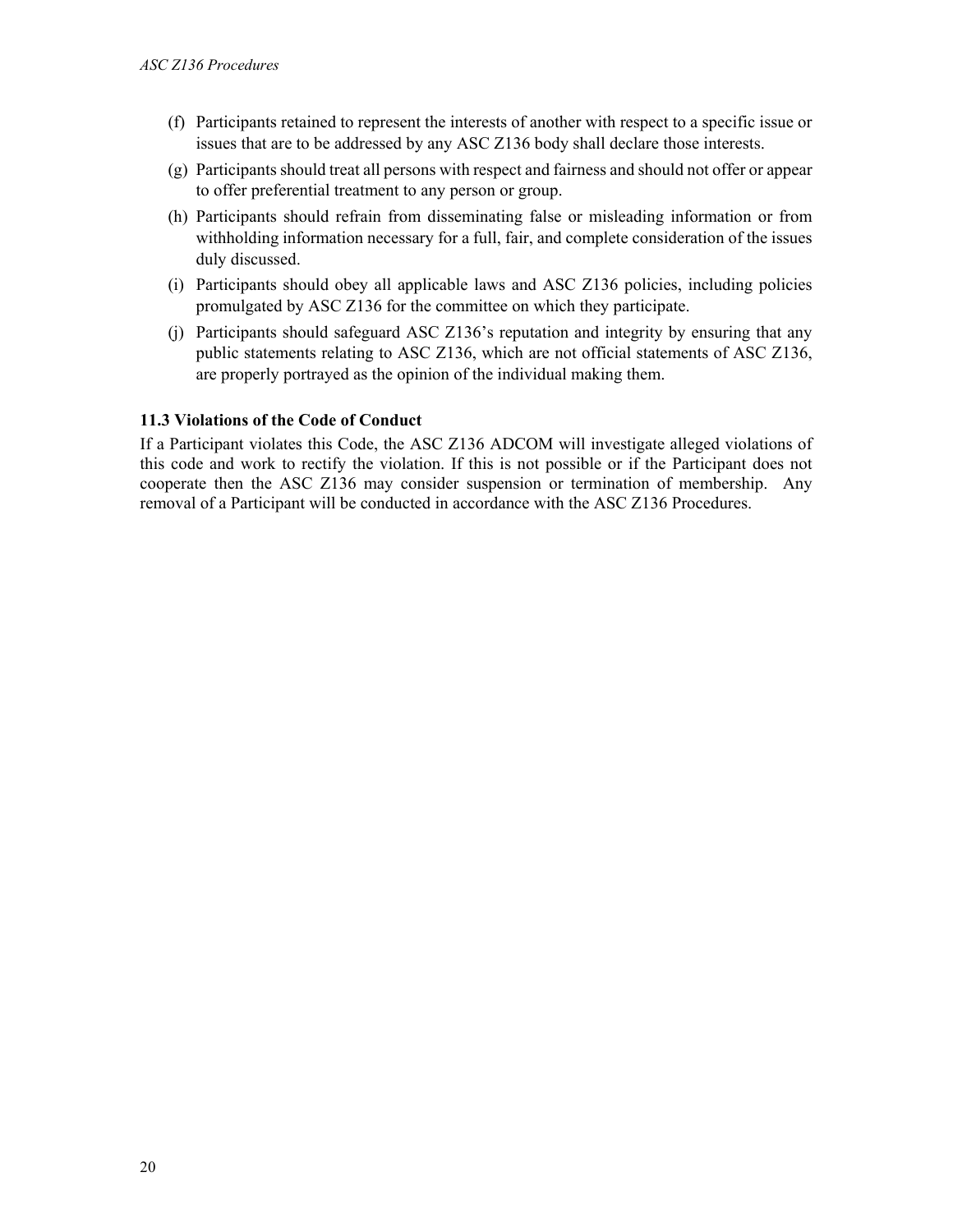(f) Participants retained to represent the interests of another with respect to a specific issue or issues that are to be addressed by any ASC Z136 body shall declare those interests.

(g) Participants should treat all persons with respect and fairness and should not offer or appear to offer preferential treatment to any person or group.

(h) Participants should refrain from disseminating false or misleading information or from withholding information necessary for a full, fair, and complete consideration of the issues duly discussed.

(i) Participants should obey all applicable laws and ASC Z136 policies, including policies promulgated by ASC Z136 for the committee on which they participate.

(j) Participants should safeguard ASC Z136's reputation and integrity by ensuring that any public statements relating to ASC Z136, which are not official statements of ASC Z136, are properly portrayed as the opinion of the individual making them.

### 11.3 Violations of the Code of Conduct

If a Participant violates this Code, the ASC Z136 ADCOM will investigate alleged violations of this code and work to rectify the violation. If this is not possible or if the Participant does not cooperate then the ASC Z136 may consider suspension or termination of membership. Any removal of a Participant will be conducted in accordance with the ASC Z136 Procedures.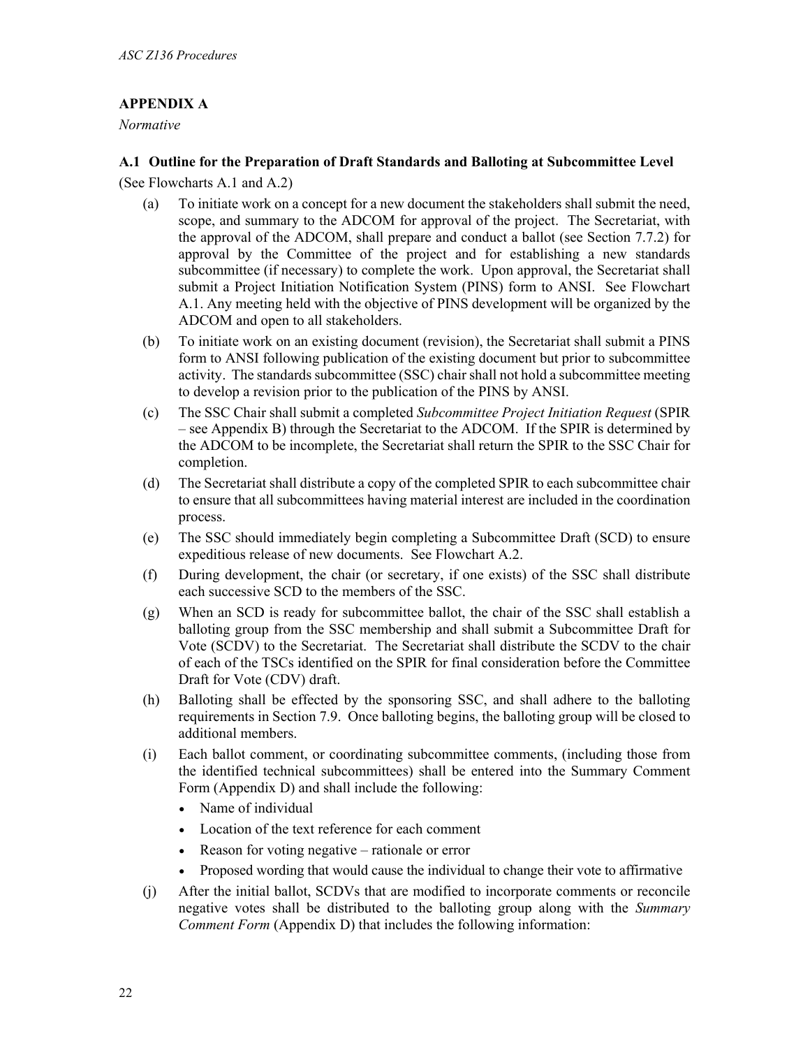## APPENDIX A

*Normative*

### A.1 Outline for the Preparation of Draft Standards and Balloting at Subcommittee Level

(See Flowcharts A.1 and A.2)

(a) To initiate work on a concept for a new document the stakeholders shall submit the need, scope, and summary to the ADCOM for approval of the project. The Secretariat, with the approval of the ADCOM, shall prepare and conduct a ballot (see Section 7.7.2) for approval by the Committee of the project and for establishing a new standards subcommittee (if necessary) to complete the work. Upon approval, the Secretariat shall submit a Project Initiation Notification System (PINS) form to ANSI. See Flowchart A.1. Any meeting held with the objective of PINS development will be organized by the ADCOM and open to all stakeholders.

(b) To initiate work on an existing document (revision), the Secretariat shall submit a PINS form to ANSI following publication of the existing document but prior to subcommittee activity. The standards subcommittee (SSC) chair shall not hold a subcommittee meeting to develop a revision prior to the publication of the PINS by ANSI.

(c) The SSC Chair shall submit a completed *Subcommittee Project Initiation Request* (SPIR – see Appendix B) through the Secretariat to the ADCOM. If the SPIR is determined by the ADCOM to be incomplete, the Secretariat shall return the SPIR to the SSC Chair for completion.

(d) The Secretariat shall distribute a copy of the completed SPIR to each subcommittee chair to ensure that all subcommittees having material interest are included in the coordination process.

(e) The SSC should immediately begin completing a Subcommittee Draft (SCD) to ensure expeditious release of new documents. See Flowchart A.2.

(f) During development, the chair (or secretary, if one exists) of the SSC shall distribute each successive SCD to the members of the SSC.

(g) When an SCD is ready for subcommittee ballot, the chair of the SSC shall establish a balloting group from the SSC membership and shall submit a Subcommittee Draft for Vote (SCDV) to the Secretariat. The Secretariat shall distribute the SCDV to the chair of each of the TSCs identified on the SPIR for final consideration before the Committee Draft for Vote (CDV) draft.

(h) Balloting shall be effected by the sponsoring SSC, and shall adhere to the balloting requirements in Section 7.9. Once balloting begins, the balloting group will be closed to additional members.

(i) Each ballot comment, or coordinating subcommittee comments, (including those from the identified technical subcommittees) shall be entered into the Summary Comment Form (Appendix D) and shall include the following:
   - Name of individual
   - Location of the text reference for each comment
   - Reason for voting negative – rationale or error
   - Proposed wording that would cause the individual to change their vote to affirmative

(j) After the initial ballot, SCDVs that are modified to incorporate comments or reconcile negative votes shall be distributed to the balloting group along with the *Summary Comment Form* (Appendix D) that includes the following information: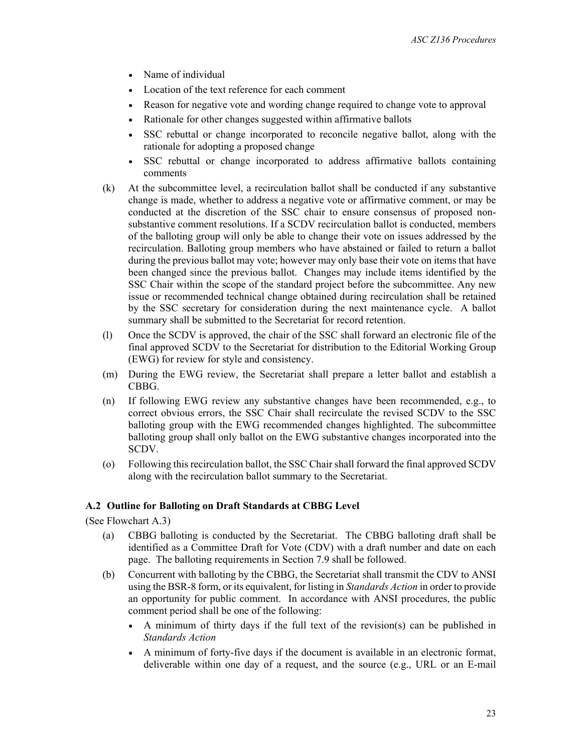- Name of individual
- Location of the text reference for each comment
- Reason for negative vote and wording change required to change vote to approval
- Rationale for other changes suggested within affirmative ballots
- SSC rebuttal or change incorporated to reconcile negative ballot, along with the rationale for adopting a proposed change
- SSC rebuttal or change incorporated to address affirmative ballots containing comments

(k) At the subcommittee level, a recirculation ballot shall be conducted if any substantive change is made, whether to address a negative vote or affirmative comment, or may be conducted at the discretion of the SSC chair to ensure consensus of proposed non-substantive comment resolutions. If a SCDV recirculation ballot is conducted, members of the balloting group will only be able to change their vote on issues addressed by the recirculation. Balloting group members who have abstained or failed to return a ballot during the previous ballot may vote; however may only base their vote on items that have been changed since the previous ballot. Changes may include items identified by the SSC Chair within the scope of the standard project before the subcommittee. Any new issue or recommended technical change obtained during recirculation shall be retained by the SSC secretary for consideration during the next maintenance cycle. A ballot summary shall be submitted to the Secretariat for record retention.

(l) Once the SCDV is approved, the chair of the SSC shall forward an electronic file of the final approved SCDV to the Secretariat for distribution to the Editorial Working Group (EWG) for review for style and consistency.

(m) During the EWG review, the Secretariat shall prepare a letter ballot and establish a CBBG.

(n) If following EWG review any substantive changes have been recommended, e.g., to correct obvious errors, the SSC Chair shall recirculate the revised SCDV to the SSC balloting group with the EWG recommended changes highlighted. The subcommittee balloting group shall only ballot on the EWG substantive changes incorporated into the SCDV.

(o) Following this recirculation ballot, the SSC Chair shall forward the final approved SCDV along with the recirculation ballot summary to the Secretariat.

### A.2 Outline for Balloting on Draft Standards at CBBG Level

(See Flowchart A.3)

(a) CBBG balloting is conducted by the Secretariat. The CBBG balloting draft shall be identified as a Committee Draft for Vote (CDV) with a draft number and date on each page. The balloting requirements in Section 7.9 shall be followed.

(b) Concurrent with balloting by the CBBG, the Secretariat shall transmit the CDV to ANSI using the BSR-8 form, or its equivalent, for listing in *Standards Action* in order to provide an opportunity for public comment. In accordance with ANSI procedures, the public comment period shall be one of the following:

- A minimum of thirty days if the full text of the revision(s) can be published in *Standards Action*
- A minimum of forty-five days if the document is available in an electronic format, deliverable within one day of a request, and the source (e.g., URL or an E-mail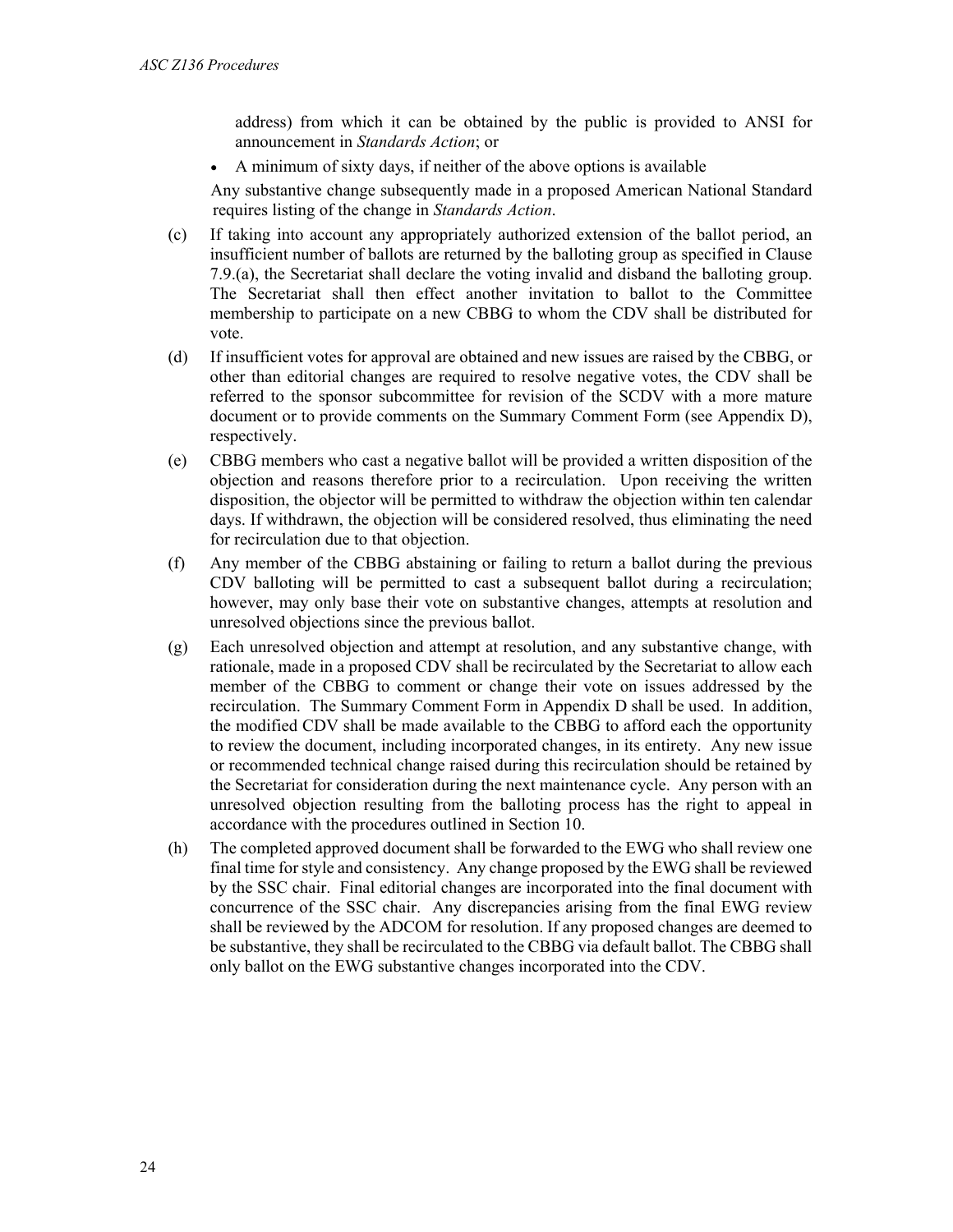address) from which it can be obtained by the public is provided to ANSI for announcement in *Standards Action*; or

- A minimum of sixty days, if neither of the above options is available

Any substantive change subsequently made in a proposed American National Standard requires listing of the change in *Standards Action*.

(c) If taking into account any appropriately authorized extension of the ballot period, an insufficient number of ballots are returned by the balloting group as specified in Clause 7.9.(a), the Secretariat shall declare the voting invalid and disband the balloting group. The Secretariat shall then effect another invitation to ballot to the Committee membership to participate on a new CBBG to whom the CDV shall be distributed for vote.

(d) If insufficient votes for approval are obtained and new issues are raised by the CBBG, or other than editorial changes are required to resolve negative votes, the CDV shall be referred to the sponsor subcommittee for revision of the SCDV with a more mature document or to provide comments on the Summary Comment Form (see Appendix D), respectively.

(e) CBBG members who cast a negative ballot will be provided a written disposition of the objection and reasons therefore prior to a recirculation. Upon receiving the written disposition, the objector will be permitted to withdraw the objection within ten calendar days. If withdrawn, the objection will be considered resolved, thus eliminating the need for recirculation due to that objection.

(f) Any member of the CBBG abstaining or failing to return a ballot during the previous CDV balloting will be permitted to cast a subsequent ballot during a recirculation; however, may only base their vote on substantive changes, attempts at resolution and unresolved objections since the previous ballot.

(g) Each unresolved objection and attempt at resolution, and any substantive change, with rationale, made in a proposed CDV shall be recirculated by the Secretariat to allow each member of the CBBG to comment or change their vote on issues addressed by the recirculation. The Summary Comment Form in Appendix D shall be used. In addition, the modified CDV shall be made available to the CBBG to afford each the opportunity to review the document, including incorporated changes, in its entirety. Any new issue or recommended technical change raised during this recirculation should be retained by the Secretariat for consideration during the next maintenance cycle. Any person with an unresolved objection resulting from the balloting process has the right to appeal in accordance with the procedures outlined in Section 10.

(h) The completed approved document shall be forwarded to the EWG who shall review one final time for style and consistency. Any change proposed by the EWG shall be reviewed by the SSC chair. Final editorial changes are incorporated into the final document with concurrence of the SSC chair. Any discrepancies arising from the final EWG review shall be reviewed by the ADCOM for resolution. If any proposed changes are deemed to be substantive, they shall be recirculated to the CBBG via default ballot. The CBBG shall only ballot on the EWG substantive changes incorporated into the CDV.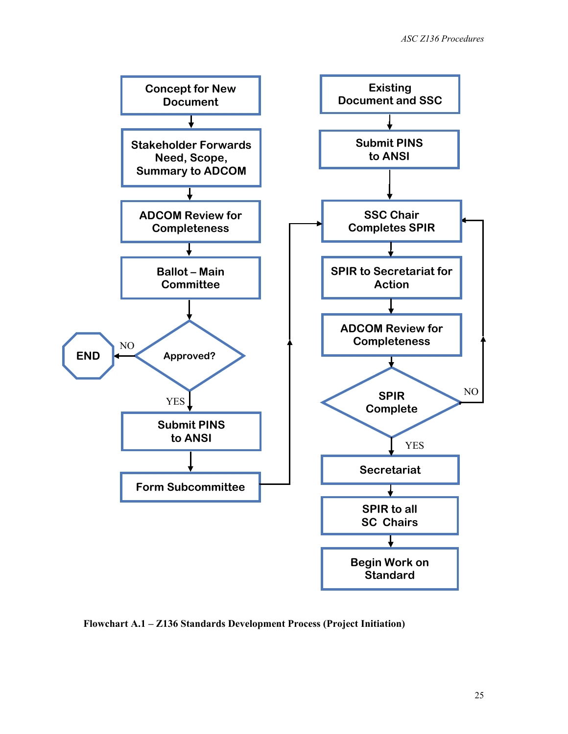Concept for New Document

Stakeholder Forwards Need, Scope, Summary to ADCOM

ADCOM Review for Completeness

Ballot – Main Committee

Approved?

NO → END

YES

Submit PINS to ANSI

Form Subcommittee

Existing Document and SSC

Submit PINS to ANSI

SSC Chair Completes SPIR

SPIR to Secretariat for Action

ADCOM Review for Completeness

SPIR Complete

NO

YES

Secretariat

SPIR to all SC Chairs

Begin Work on Standard

**Flowchart A.1 – Z136 Standards Development Process (Project Initiation)**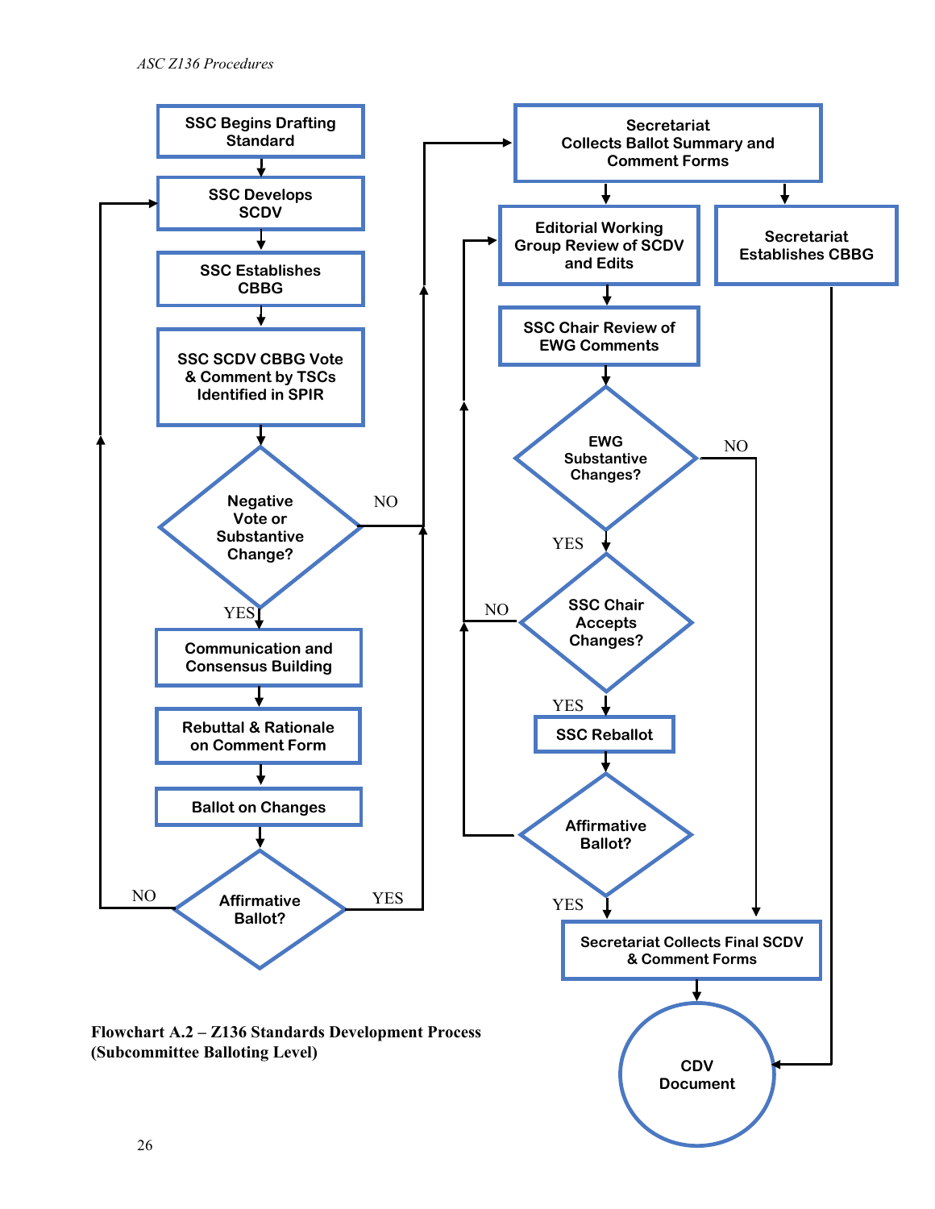SSC Begins Drafting Standard

SSC Develops SCDV

SSC Establishes CBBG

SSC SCDV CBBG Vote & Comment by TSCs Identified in SPIR

Negative Vote or Substantive Change?

NO

YES

Communication and Consensus Building

Rebuttal & Rationale on Comment Form

Ballot on Changes

Affirmative Ballot?

NO

YES

Secretariat Collects Ballot Summary and Comment Forms

Editorial Working Group Review of SCDV and Edits

Secretariat Establishes CBBG

SSC Chair Review of EWG Comments

EWG Substantive Changes?

NO

YES

SSC Chair Accepts Changes?

NO

YES

SSC Reballot

Affirmative Ballot?

YES

Secretariat Collects Final SCDV & Comment Forms

CDV Document

**Flowchart A.2 – Z136 Standards Development Process (Subcommittee Balloting Level)**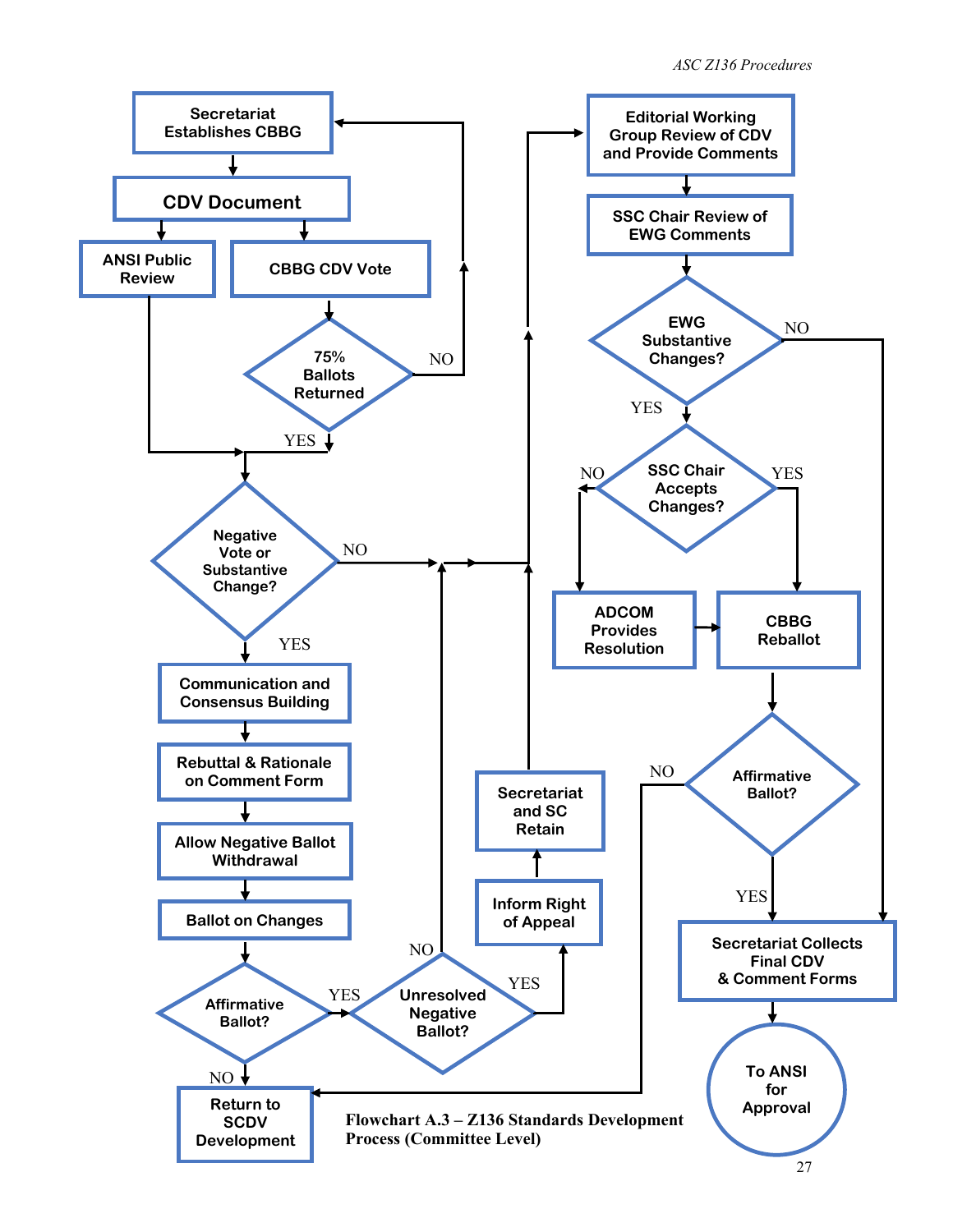Secretariat Establishes CBBG

CDV Document

ANSI Public Review

CBBG CDV Vote

75% Ballots Returned

NO

YES

Negative Vote or Substantive Change?

NO

YES

Communication and Consensus Building

Rebuttal & Rationale on Comment Form

Allow Negative Ballot Withdrawal

Ballot on Changes

Affirmative Ballot?

YES

NO

Return to SCDV Development

Unresolved Negative Ballot?

NO

YES

Inform Right of Appeal

Secretariat and SC Retain

Editorial Working Group Review of CDV and Provide Comments

SSC Chair Review of EWG Comments

EWG Substantive Changes?

NO

YES

SSC Chair Accepts Changes?

NO

YES

ADCOM Provides Resolution

CBBG Reballot

Affirmative Ballot?

NO

YES

Secretariat Collects Final CDV & Comment Forms

To ANSI for Approval

**Flowchart A.3 – Z136 Standards Development Process (Committee Level)**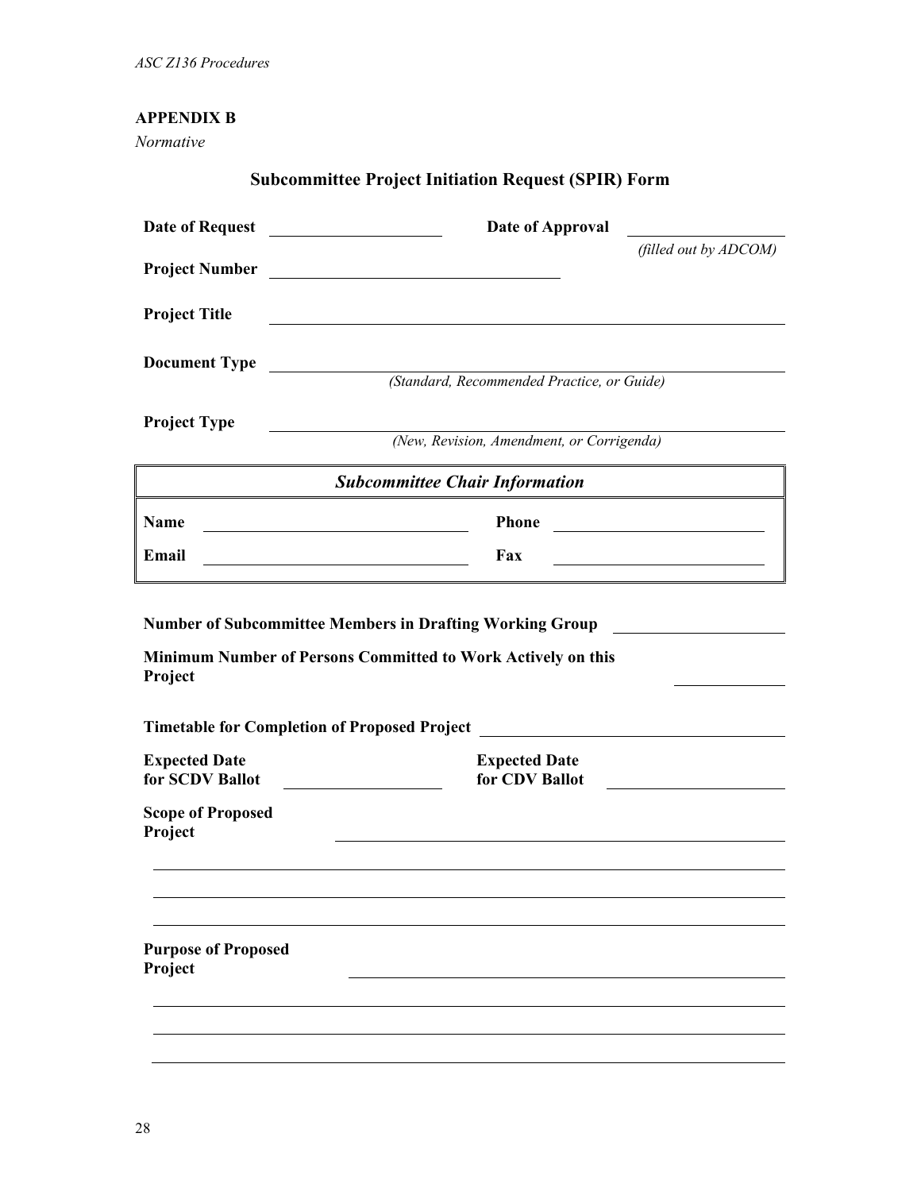**APPENDIX B**

*Normative*

## Subcommittee Project Initiation Request (SPIR) Form

**Date of Request** ____________________ **Date of Approval** ____________________
*(filled out by ADCOM)*

**Project Number** ________________________________

**Project Title** ________________________________________________

**Document Type** ________________________________________________
*(Standard, Recommended Practice, or Guide)*

**Project Type** ________________________________________________
*(New, Revision, Amendment, or Corrigenda)*

| *Subcommittee Chair Information* | | | |
|---|---|---|---|
| **Name** | ________________________ | **Phone** | ____________________ |
| **Email** | ________________________ | **Fax** | ____________________ |

**Number of Subcommittee Members in Drafting Working Group** ____________________

**Minimum Number of Persons Committed to Work Actively on this Project** ____________

**Timetable for Completion of Proposed Project** ________________________________

**Expected Date for SCDV Ballot** ____________________ **Expected Date for CDV Ballot** ____________________

**Scope of Proposed Project** ________________________________________________

________________________________________________________________________

________________________________________________________________________

________________________________________________________________________

**Purpose of Proposed Project** ________________________________________________

________________________________________________________________________

________________________________________________________________________

________________________________________________________________________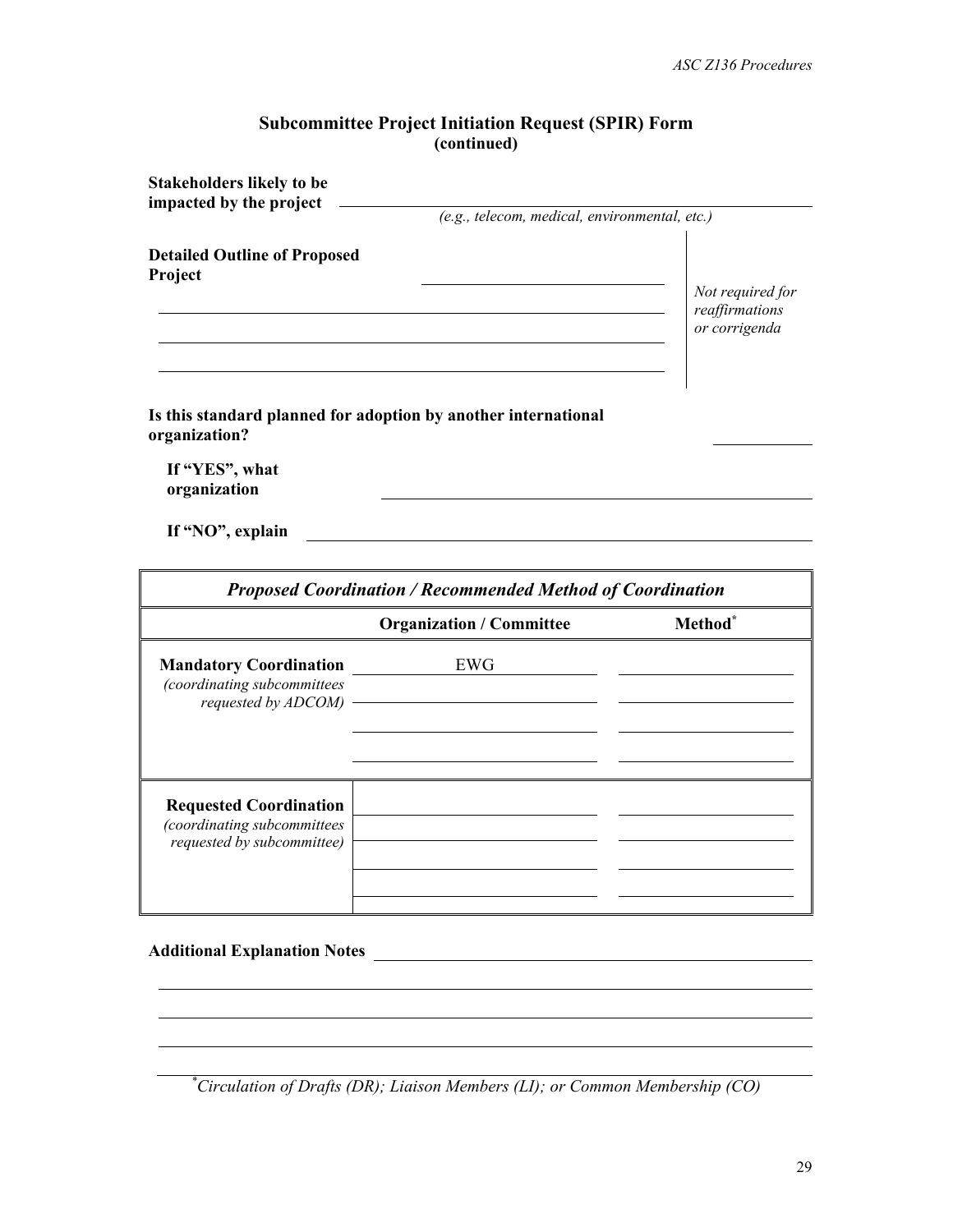## Subcommittee Project Initiation Request (SPIR) Form (continued)

**Stakeholders likely to be impacted by the project** ____________________

*(e.g., telecom, medical, environmental, etc.)*

**Detailed Outline of Proposed Project** ____________________

____________________

____________________

____________________

*Not required for reaffirmations or corrigenda*

**Is this standard planned for adoption by another international organization?** ____________

**If "YES", what organization** ____________________

**If "NO", explain** ____________________

| *Proposed Coordination / Recommended Method of Coordination* | | |
|---|---|---|
| | **Organization / Committee** | **Method*** |
| **Mandatory Coordination** *(coordinating subcommittees requested by ADCOM)* | EWG | |
| | | |
| | | |
| | | |
| **Requested Coordination** *(coordinating subcommittees requested by subcommittee)* | | |
| | | |
| | | |
| | | |

**Additional Explanation Notes** ____________________

____________________

____________________

____________________

*Circulation of Drafts (DR); Liaison Members (LI); or Common Membership (CO)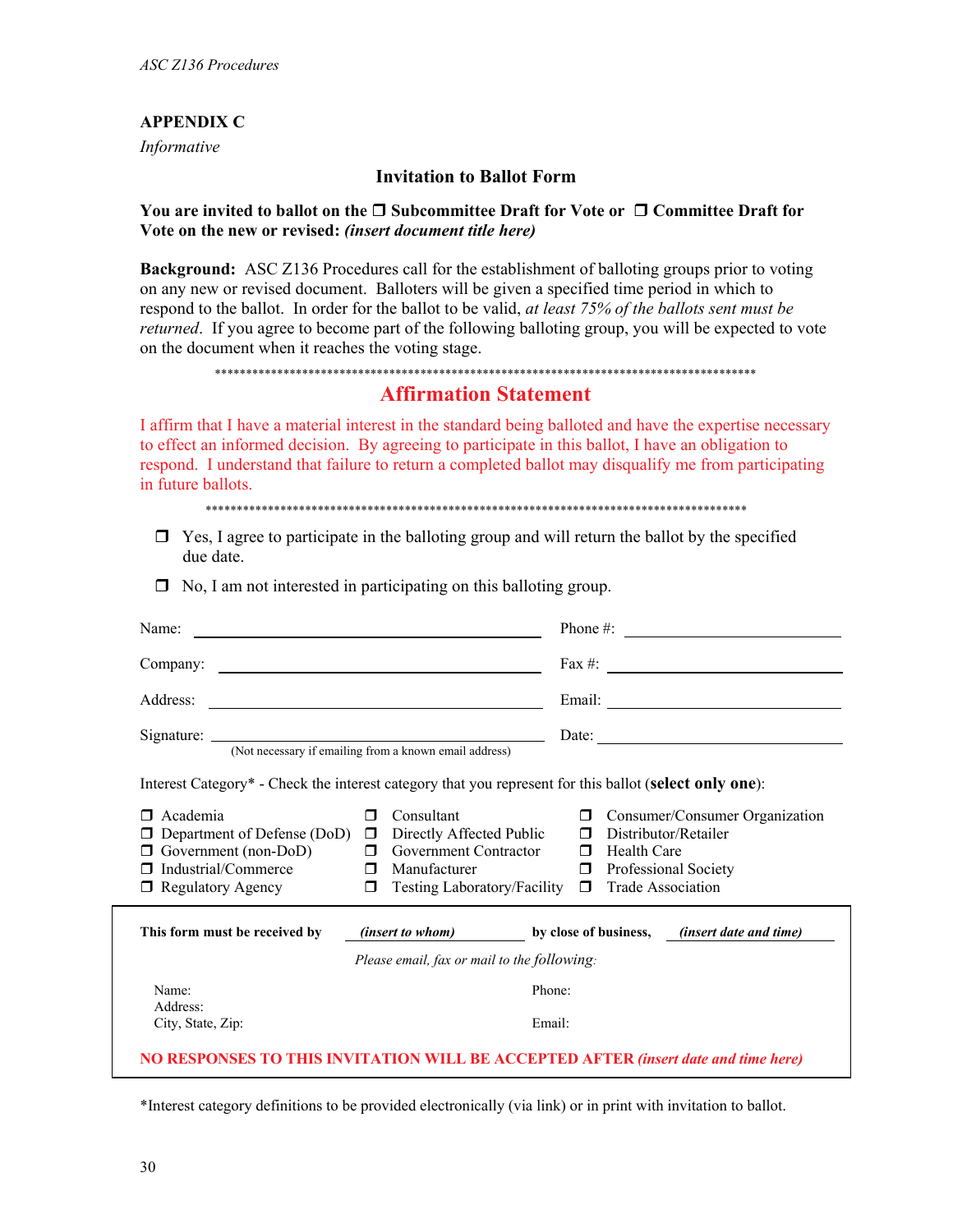## APPENDIX C

*Informative*

### Invitation to Ballot Form

**You are invited to ballot on the ❒ Subcommittee Draft for Vote or ❒ Committee Draft for Vote on the new or revised:** ***(insert document title here)***

**Background:** ASC Z136 Procedures call for the establishment of balloting groups prior to voting on any new or revised document. Balloters will be given a specified time period in which to respond to the ballot. In order for the ballot to be valid, *at least 75% of the ballots sent must be returned*. If you agree to become part of the following balloting group, you will be expected to vote on the document when it reaches the voting stage.

*******************************************************************************************

### Affirmation Statement

I affirm that I have a material interest in the standard being balloted and have the expertise necessary to effect an informed decision. By agreeing to participate in this ballot, I have an obligation to respond. I understand that failure to return a completed ballot may disqualify me from participating in future ballots.

*******************************************************************************************

❒ Yes, I agree to participate in the balloting group and will return the ballot by the specified due date.

❒ No, I am not interested in participating on this balloting group.

Name: ______________________________ Phone #: ____________________

Company: ____________________________ Fax #: ______________________

Address: _____________________________ Email: ______________________

Signature: ____________________________ Date: _______________________
(Not necessary if emailing from a known email address)

Interest Category* - Check the interest category that you represent for this ballot (**select only one**):

| | | |
|---|---|---|
| ❒ Academia | ❒ Consultant | ❒ Consumer/Consumer Organization |
| ❒ Department of Defense (DoD) | ❒ Directly Affected Public | ❒ Distributor/Retailer |
| ❒ Government (non-DoD) | ❒ Government Contractor | ❒ Health Care |
| ❒ Industrial/Commerce | ❒ Manufacturer | ❒ Professional Society |
| ❒ Regulatory Agency | ❒ Testing Laboratory/Facility | ❒ Trade Association |

**This form must be received by** ***(insert to whom)*** **by close of business,** ***(insert date and time)***

*Please email, fax or mail to the following:*

Name: Phone:
Address:
City, State, Zip: Email:

**NO RESPONSES TO THIS INVITATION WILL BE ACCEPTED AFTER** ***(insert date and time here)***

*Interest category definitions to be provided electronically (via link) or in print with invitation to ballot.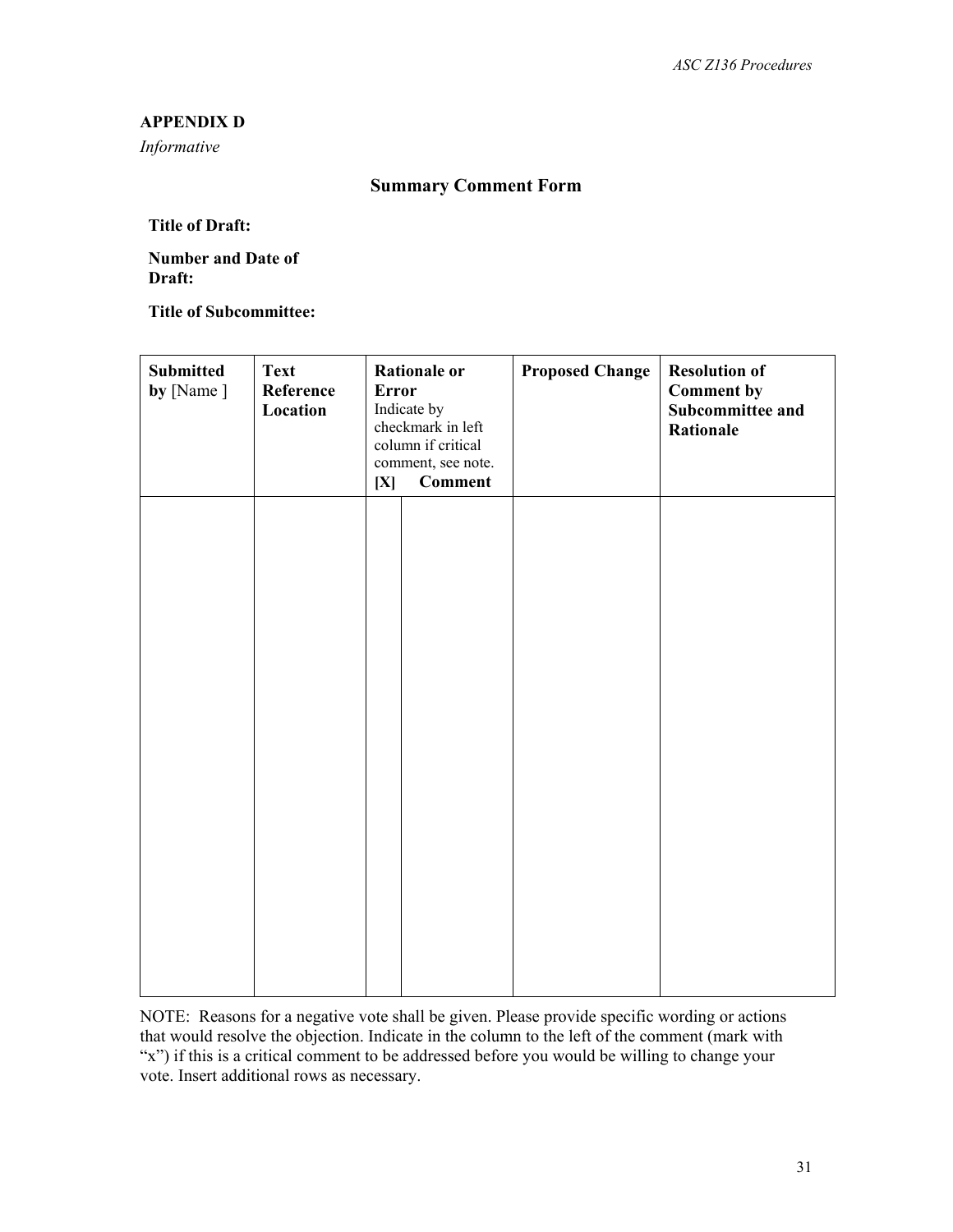**APPENDIX D**

*Informative*

## Summary Comment Form

**Title of Draft:**

**Number and Date of Draft:**

**Title of Subcommittee:**

| **Submitted by** [Name ] | **Text Reference Location** | **Rationale or Error** Indicate by checkmark in left column if critical comment, see note. **[X]** | **Comment** | **Proposed Change** | **Resolution of Comment by Subcommittee and Rationale** |
|---|---|---|---|---|---|
| | | | | | |

NOTE: Reasons for a negative vote shall be given. Please provide specific wording or actions that would resolve the objection. Indicate in the column to the left of the comment (mark with "x") if this is a critical comment to be addressed before you would be willing to change your vote. Insert additional rows as necessary.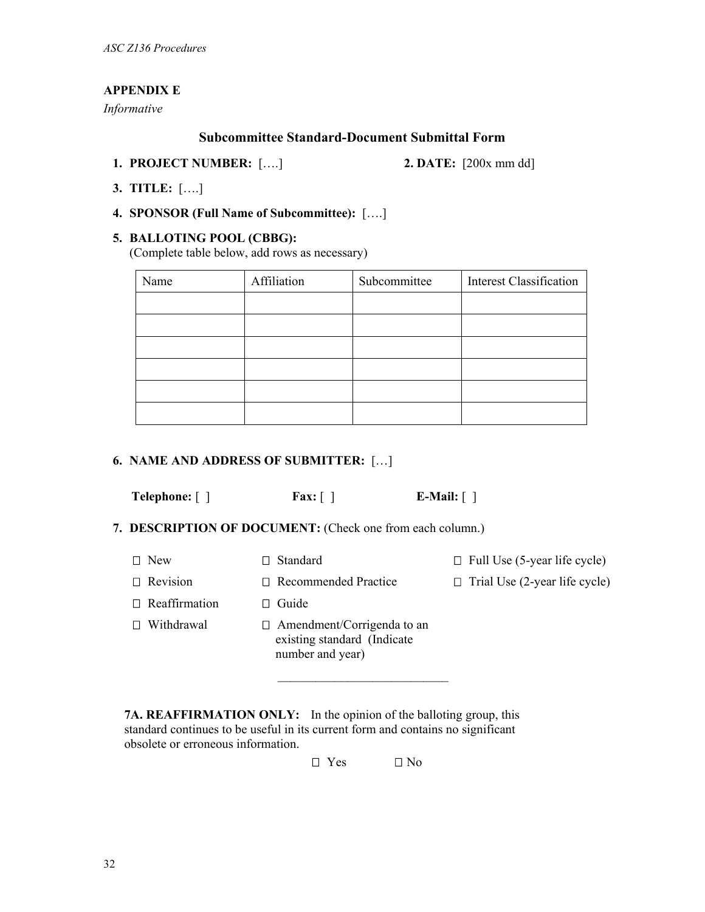## APPENDIX E

*Informative*

### Subcommittee Standard-Document Submittal Form

1. **PROJECT NUMBER:** [….] **2. DATE:** [200x mm dd]

3. **TITLE:** [….]

4. **SPONSOR (Full Name of Subcommittee):** [….]

5. **BALLOTING POOL (CBBG):**
   (Complete table below, add rows as necessary)

| Name | Affiliation | Subcommittee | Interest Classification |
|---|---|---|---|
| | | | |
| | | | |
| | | | |
| | | | |
| | | | |
| | | | |

6. **NAME AND ADDRESS OF SUBMITTER:** […]

   **Telephone:** [ ] **Fax:** [ ] **E-Mail:** [ ]

7. **DESCRIPTION OF DOCUMENT:** (Check one from each column.)

| | | |
|---|---|---|
| ☐ New | ☐ Standard | ☐ Full Use (5-year life cycle) |
| ☐ Revision | ☐ Recommended Practice | ☐ Trial Use (2-year life cycle) |
| ☐ Reaffirmation | ☐ Guide | |
| ☐ Withdrawal | ☐ Amendment/Corrigenda to an existing standard (Indicate number and year) ___________________________ | |

**7A. REAFFIRMATION ONLY:** In the opinion of the balloting group, this standard continues to be useful in its current form and contains no significant obsolete or erroneous information.

☐ Yes ☐ No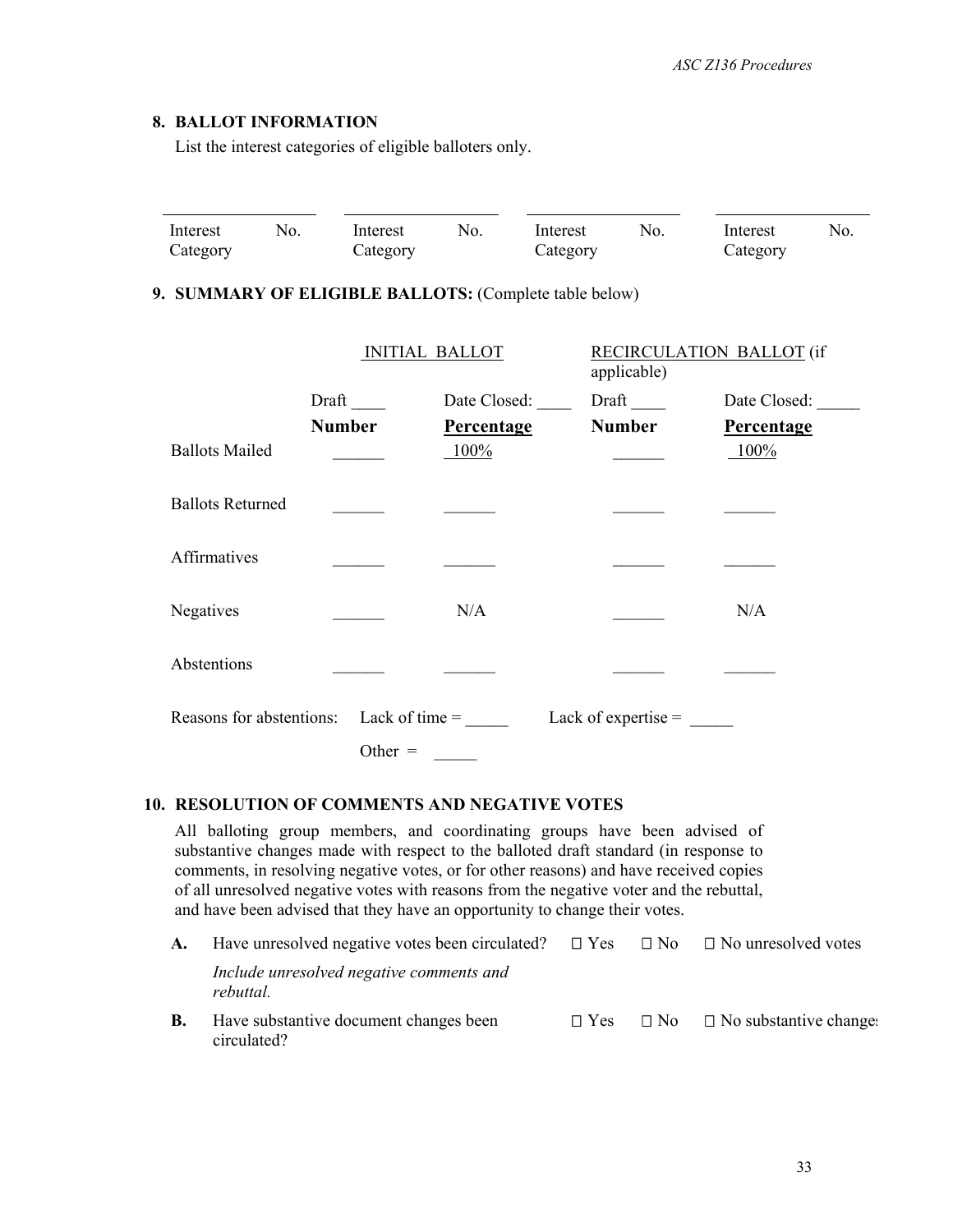## 8. BALLOT INFORMATION

List the interest categories of eligible balloters only.

| Interest Category | No. | Interest Category | No. | Interest Category | No. | Interest Category | No. |
|---|---|---|---|---|---|---|---|
| | | | | | | | |

## 9. SUMMARY OF ELIGIBLE BALLOTS: (Complete table below)

| | INITIAL BALLOT | | RECIRCULATION BALLOT (if applicable) | |
|---|---|---|---|---|
| | Draft ____ | Date Closed: ____ | Draft ____ | Date Closed: _____ |
| | **Number** | **Percentage** | **Number** | **Percentage** |
| Ballots Mailed | ______ | 100% | ______ | 100% |
| Ballots Returned | ______ | ______ | ______ | ______ |
| Affirmatives | ______ | ______ | ______ | ______ |
| Negatives | ______ | N/A | ______ | N/A |
| Abstentions | ______ | ______ | ______ | ______ |

Reasons for abstentions: Lack of time = _____ Lack of expertise = _____

Other = _____

## 10. RESOLUTION OF COMMENTS AND NEGATIVE VOTES

All balloting group members, and coordinating groups have been advised of substantive changes made with respect to the balloted draft standard (in response to comments, in resolving negative votes, or for other reasons) and have received copies of all unresolved negative votes with reasons from the negative voter and the rebuttal, and have been advised that they have an opportunity to change their votes.

**A.** Have unresolved negative votes been circulated? ☐ Yes ☐ No ☐ No unresolved votes

*Include unresolved negative comments and rebuttal.*

**B.** Have substantive document changes been circulated? ☐ Yes ☐ No ☐ No substantive changes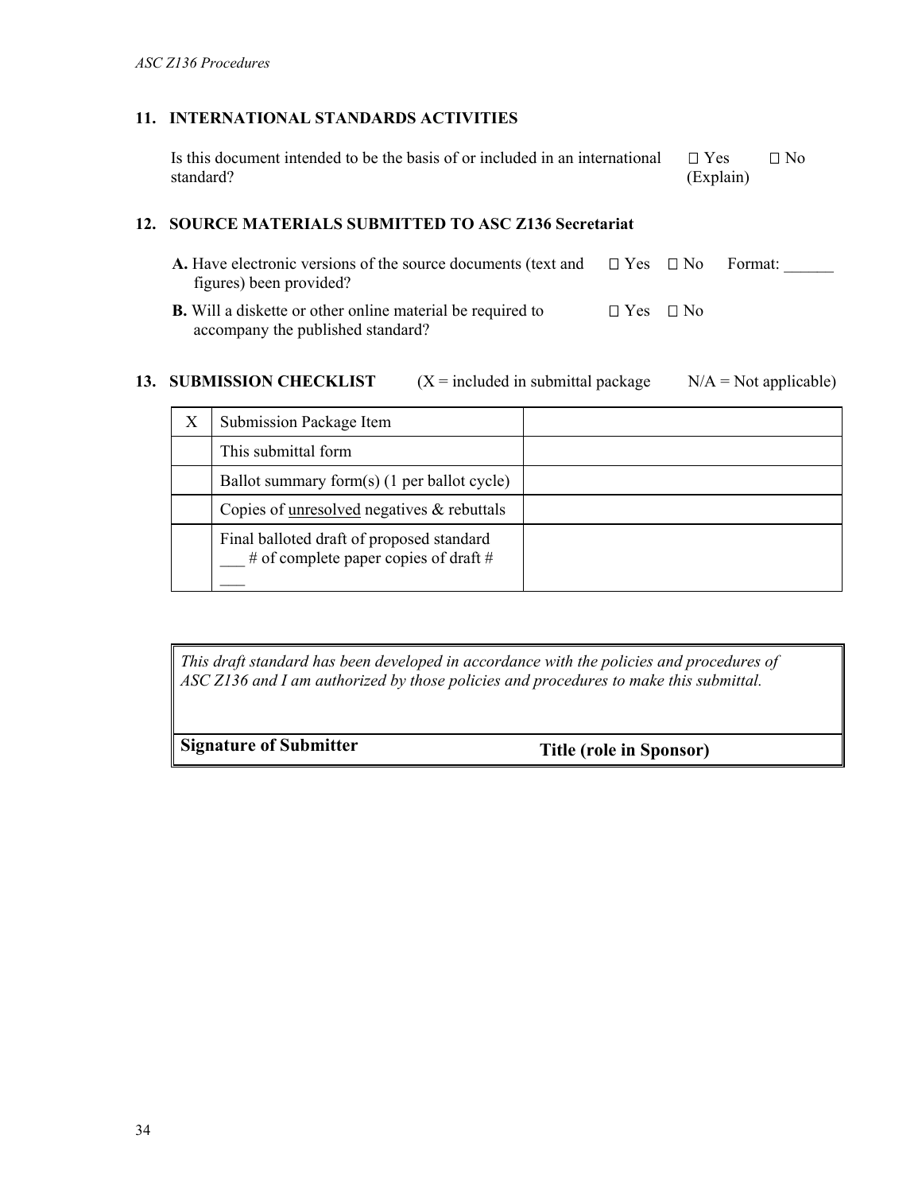## 11. INTERNATIONAL STANDARDS ACTIVITIES

Is this document intended to be the basis of or included in an international standard? ☐ Yes (Explain) ☐ No

## 12. SOURCE MATERIALS SUBMITTED TO ASC Z136 Secretariat

**A.** Have electronic versions of the source documents (text and figures) been provided? ☐ Yes ☐ No Format: ______

**B.** Will a diskette or other online material be required to accompany the published standard? ☐ Yes ☐ No

## 13. SUBMISSION CHECKLIST

(X = included in submittal package N/A = Not applicable)

| X | Submission Package Item | |
|---|---|---|
| | This submittal form | |
| | Ballot summary form(s) (1 per ballot cycle) | |
| | Copies of <u>unresolved</u> negatives & rebuttals | |
| | Final balloted draft of proposed standard ___ # of complete paper copies of draft # ___ | |

*This draft standard has been developed in accordance with the policies and procedures of ASC Z136 and I am authorized by those policies and procedures to make this submittal.*

| **Signature of Submitter** | **Title (role in Sponsor)** |
|---|---|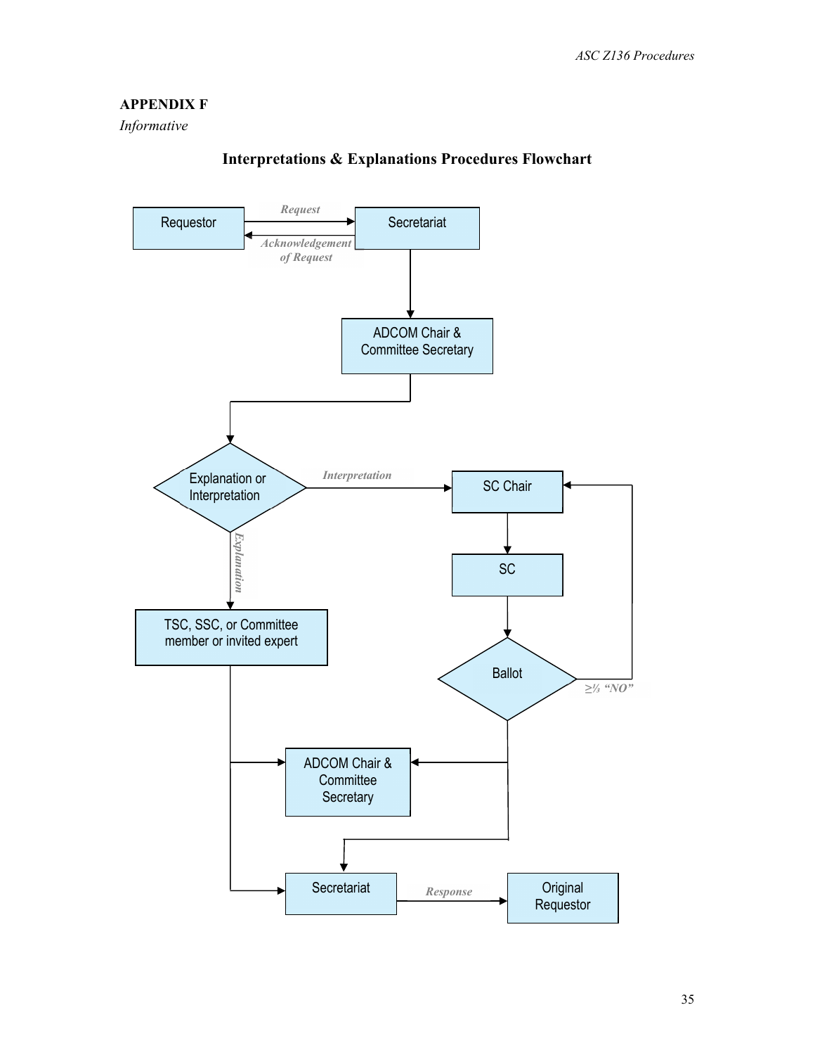**APPENDIX F**

*Informative*

**Interpretations & Explanations Procedures Flowchart**

Requestor

Request

Secretariat

Acknowledgement of Request

ADCOM Chair & Committee Secretary

Explanation or Interpretation

Interpretation

SC Chair

SC

Explanation

TSC, SSC, or Committee member or invited expert

Ballot

≥⅓ "NO"

ADCOM Chair & Committee Secretary

Secretariat

Response

Original Requestor